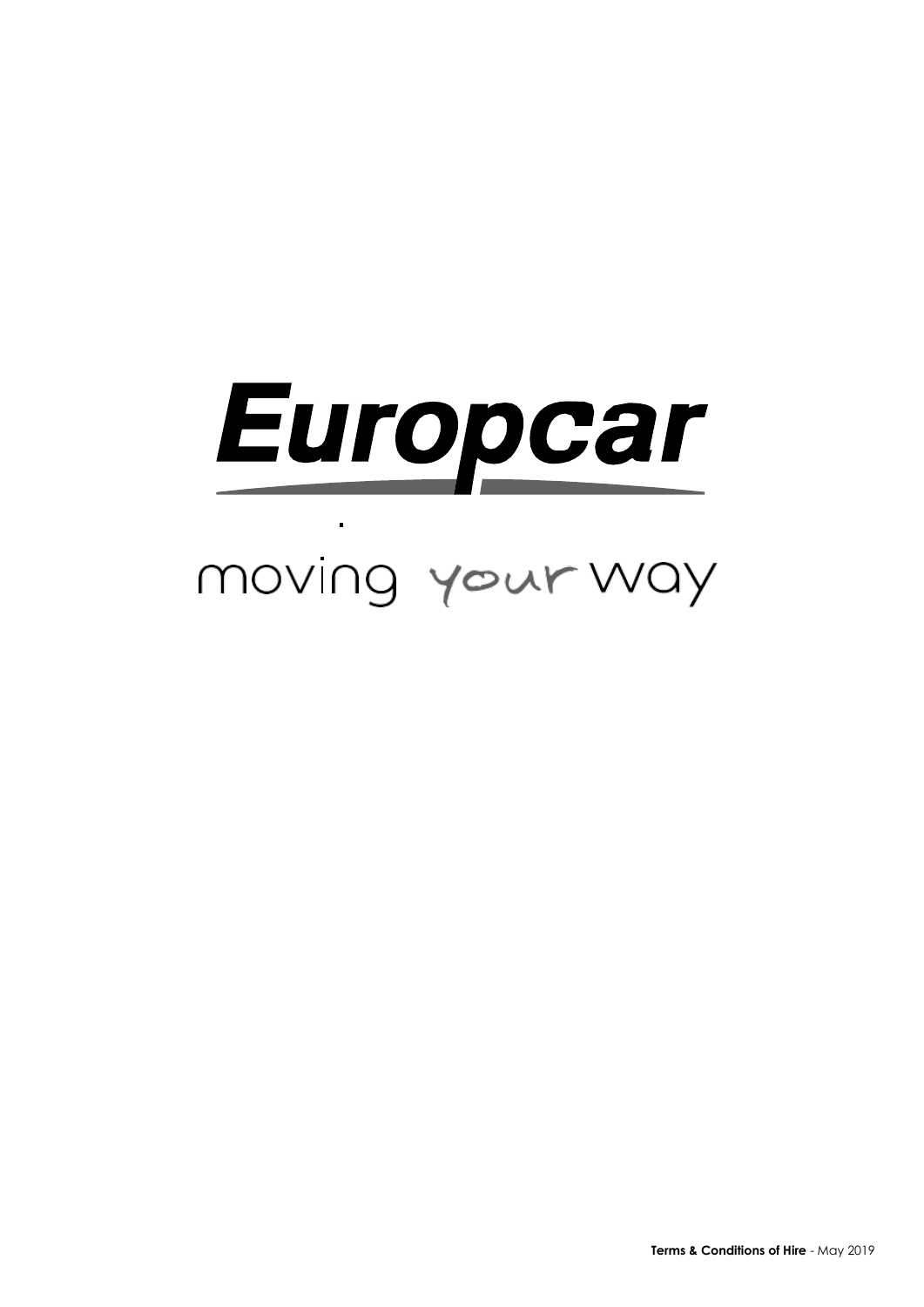# Europcar

moving your way

**Terms & Conditions of Hire** - May 2019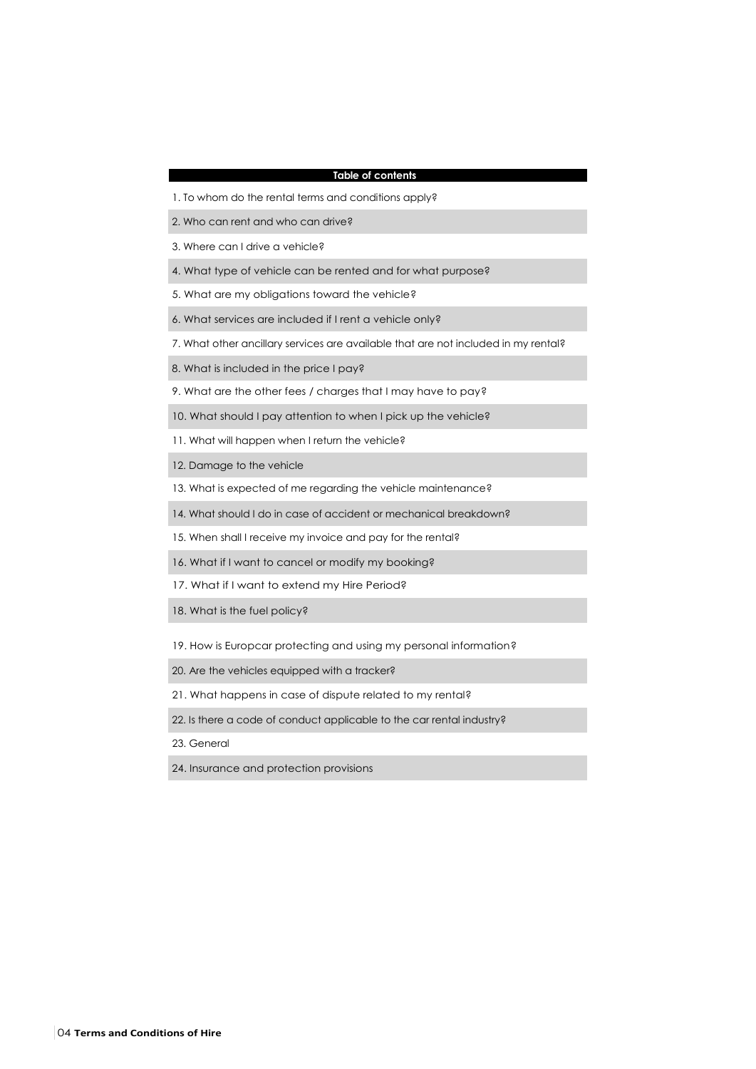## Table of contents

1. To whom do the rental terms and conditions apply?
2. Who can rent and who can drive?
3. Where can I drive a vehicle?
4. What type of vehicle can be rented and for what purpose?
5. What are my obligations toward the vehicle?
6. What services are included if I rent a vehicle only?
7. What other ancillary services are available that are not included in my rental?
8. What is included in the price I pay?
9. What are the other fees / charges that I may have to pay?
10. What should I pay attention to when I pick up the vehicle?
11. What will happen when I return the vehicle?
12. Damage to the vehicle
13. What is expected of me regarding the vehicle maintenance?
14. What should I do in case of accident or mechanical breakdown?
15. When shall I receive my invoice and pay for the rental?
16. What if I want to cancel or modify my booking?
17. What if I want to extend my Hire Period?
18. What is the fuel policy?
19. How is Europcar protecting and using my personal information?
20. Are the vehicles equipped with a tracker?
21. What happens in case of dispute related to my rental?
22. Is there a code of conduct applicable to the car rental industry?
23. General
24. Insurance and protection provisions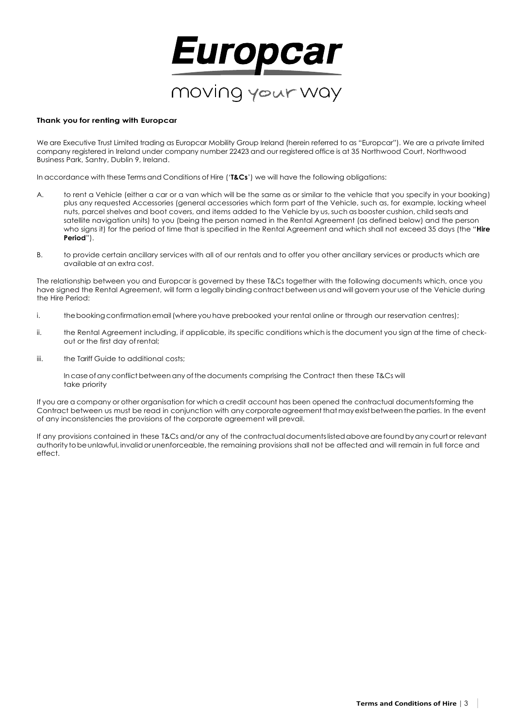# Europcar

moving your way

**Thank you for renting with Europcar**

We are Executive Trust Limited trading as Europcar Mobility Group Ireland (herein referred to as "Europcar"). We are a private limited company registered in Ireland under company number 22423 and our registered office is at 35 Northwood Court, Northwood Business Park, Santry, Dublin 9, Ireland.

In accordance with these Terms and Conditions of Hire ('**T&Cs**') we will have the following obligations:

A. to rent a Vehicle (either a car or a van which will be the same as or similar to the vehicle that you specify in your booking) plus any requested Accessories (general accessories which form part of the Vehicle, such as, for example, locking wheel nuts, parcel shelves and boot covers, and items added to the Vehicle by us, such as booster cushion, child seats and satellite navigation units) to you (being the person named in the Rental Agreement (as defined below) and the person who signs it) for the period of time that is specified in the Rental Agreement and which shall not exceed 35 days (the "**Hire Period**").

B. to provide certain ancillary services with all of our rentals and to offer you other ancillary services or products which are available at an extra cost.

The relationship between you and Europcar is governed by these T&Cs together with the following documents which, once you have signed the Rental Agreement, will form a legally binding contract between us and will govern your use of the Vehicle during the Hire Period:

i. the booking confirmation email (where you have prebooked your rental online or through our reservation centres);

ii. the Rental Agreement including, if applicable, its specific conditions which is the document you sign at the time of check-out or the first day of rental;

iii. the Tariff Guide to additional costs;

In case of any conflict between any of the documents comprising the Contract then these T&Cs will take priority

If you are a company or other organisation for which a credit account has been opened the contractual documents forming the Contract between us must be read in conjunction with any corporate agreement that may exist between the parties. In the event of any inconsistencies the provisions of the corporate agreement will prevail.

If any provisions contained in these T&Cs and/or any of the contractual documents listed above are found by any court or relevant authority to be unlawful, invalid or unenforceable, the remaining provisions shall not be affected and will remain in full force and effect.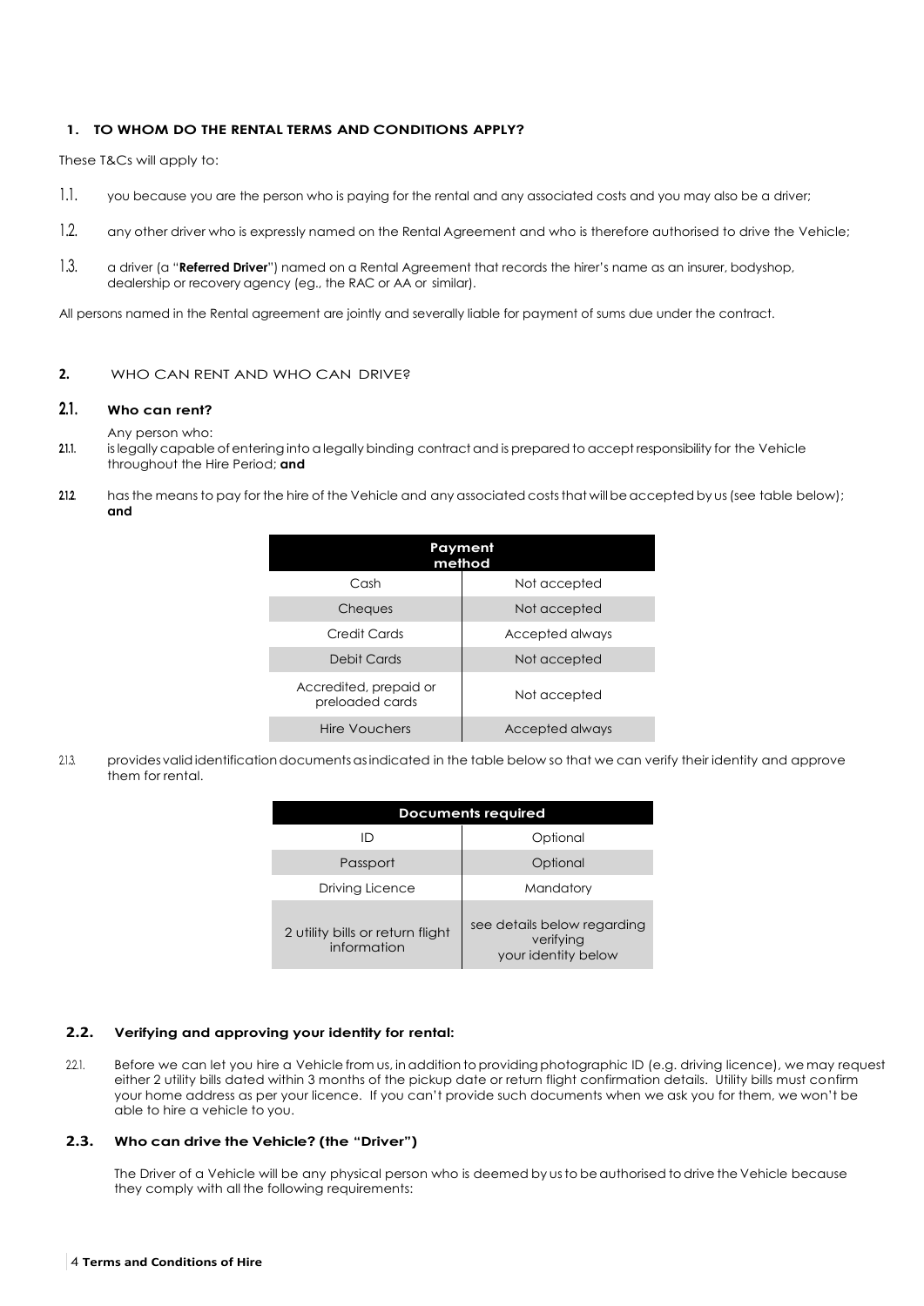## 1. TO WHOM DO THE RENTAL TERMS AND CONDITIONS APPLY?

These T&Cs will apply to:

1.1. you because you are the person who is paying for the rental and any associated costs and you may also be a driver;

1.2. any other driver who is expressly named on the Rental Agreement and who is therefore authorised to drive the Vehicle;

1.3. a driver (a "**Referred Driver**") named on a Rental Agreement that records the hirer's name as an insurer, bodyshop, dealership or recovery agency (eg., the RAC or AA or similar).

All persons named in the Rental agreement are jointly and severally liable for payment of sums due under the contract.

## 2. WHO CAN RENT AND WHO CAN DRIVE?

### 2.1. Who can rent?

Any person who:

2.1.1. is legally capable of entering into a legally binding contract and is prepared to accept responsibility for the Vehicle throughout the Hire Period; **and**

2.1.2. has the means to pay for the hire of the Vehicle and any associated costs that will be accepted by us (see table below); **and**

| Payment method | |
|---|---|
| Cash | Not accepted |
| Cheques | Not accepted |
| Credit Cards | Accepted always |
| Debit Cards | Not accepted |
| Accredited, prepaid or preloaded cards | Not accepted |
| Hire Vouchers | Accepted always |

2.1.3. provides valid identification documents as indicated in the table below so that we can verify their identity and approve them for rental.

| Documents required | |
|---|---|
| ID | Optional |
| Passport | Optional |
| Driving Licence | Mandatory |
| 2 utility bills or return flight information | see details below regarding verifying your identity below |

### 2.2. Verifying and approving your identity for rental:

2.2.1. Before we can let you hire a Vehicle from us, in addition to providing photographic ID (e.g. driving licence), we may request either 2 utility bills dated within 3 months of the pickup date or return flight confirmation details. Utility bills must confirm your home address as per your licence. If you can't provide such documents when we ask you for them, we won't be able to hire a vehicle to you.

### 2.3. Who can drive the Vehicle? (the "Driver")

The Driver of a Vehicle will be any physical person who is deemed by us to be authorised to drive the Vehicle because they comply with all the following requirements: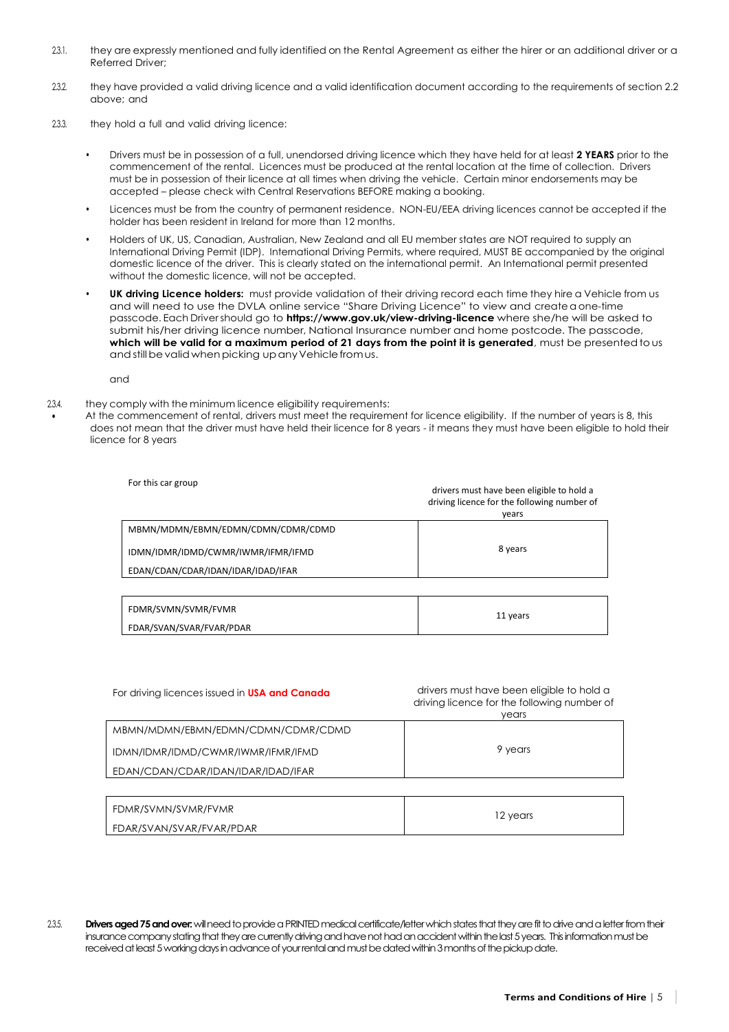2.3.1. they are expressly mentioned and fully identified on the Rental Agreement as either the hirer or an additional driver or a Referred Driver;

2.3.2. they have provided a valid driving licence and a valid identification document according to the requirements of section 2.2 above; and

2.3.3. they hold a full and valid driving licence:

- Drivers must be in possession of a full, unendorsed driving licence which they have held for at least **2 YEARS** prior to the commencement of the rental. Licences must be produced at the rental location at the time of collection. Drivers must be in possession of their licence at all times when driving the vehicle. Certain minor endorsements may be accepted – please check with Central Reservations BEFORE making a booking.
- Licences must be from the country of permanent residence. NON-EU/EEA driving licences cannot be accepted if the holder has been resident in Ireland for more than 12 months.
- Holders of UK, US, Canadian, Australian, New Zealand and all EU member states are NOT required to supply an International Driving Permit (IDP). International Driving Permits, where required, MUST BE accompanied by the original domestic licence of the driver. This is clearly stated on the international permit. An International permit presented without the domestic licence, will not be accepted.
- **UK driving Licence holders:** must provide validation of their driving record each time they hire a Vehicle from us and will need to use the DVLA online service "Share Driving Licence" to view and create a one-time passcode. Each Driver should go to **https://www.gov.uk/view-driving-licence** where she/he will be asked to submit his/her driving licence number, National Insurance number and home postcode. The passcode, **which will be valid for a maximum period of 21 days from the point it is generated**, must be presented to us and still be valid when picking up any Vehicle from us.

and

2.3.4. they comply with the minimum licence eligibility requirements:

- At the commencement of rental, drivers must meet the requirement for licence eligibility. If the number of years is 8, this does not mean that the driver must have held their licence for 8 years - it means they must have been eligible to hold their licence for 8 years

| For this car group | drivers must have been eligible to hold a driving licence for the following number of years |
|---|---|
| MBMN/MDMN/EBMN/EDMN/CDMN/CDMR/CDMD<br>IDMN/IDMR/IDMD/CWMR/IWMR/IFMR/IFMD<br>EDAN/CDAN/CDAR/IDAN/IDAR/IDAD/IFAR | 8 years |
| FDMR/SVMN/SVMR/FVMR<br>FDAR/SVAN/SVAR/FVAR/PDAR | 11 years |

| For driving licences issued in **USA and Canada** | drivers must have been eligible to hold a driving licence for the following number of years |
|---|---|
| MBMN/MDMN/EBMN/EDMN/CDMN/CDMR/CDMD<br>IDMN/IDMR/IDMD/CWMR/IWMR/IFMR/IFMD<br>EDAN/CDAN/CDAR/IDAN/IDAR/IDAD/IFAR | 9 years |
| FDMR/SVMN/SVMR/FVMR<br>FDAR/SVAN/SVAR/FVAR/PDAR | 12 years |

2.3.5. **Drivers aged 75 and over:** will need to provide a PRINTED medical certificate/letter which states that they are fit to drive and a letter from their insurance company stating that they are currently driving and have not had an accident within the last 5 years. This information must be received at least 5 working days in advance of your rental and must be dated within 3 months of the pickup date.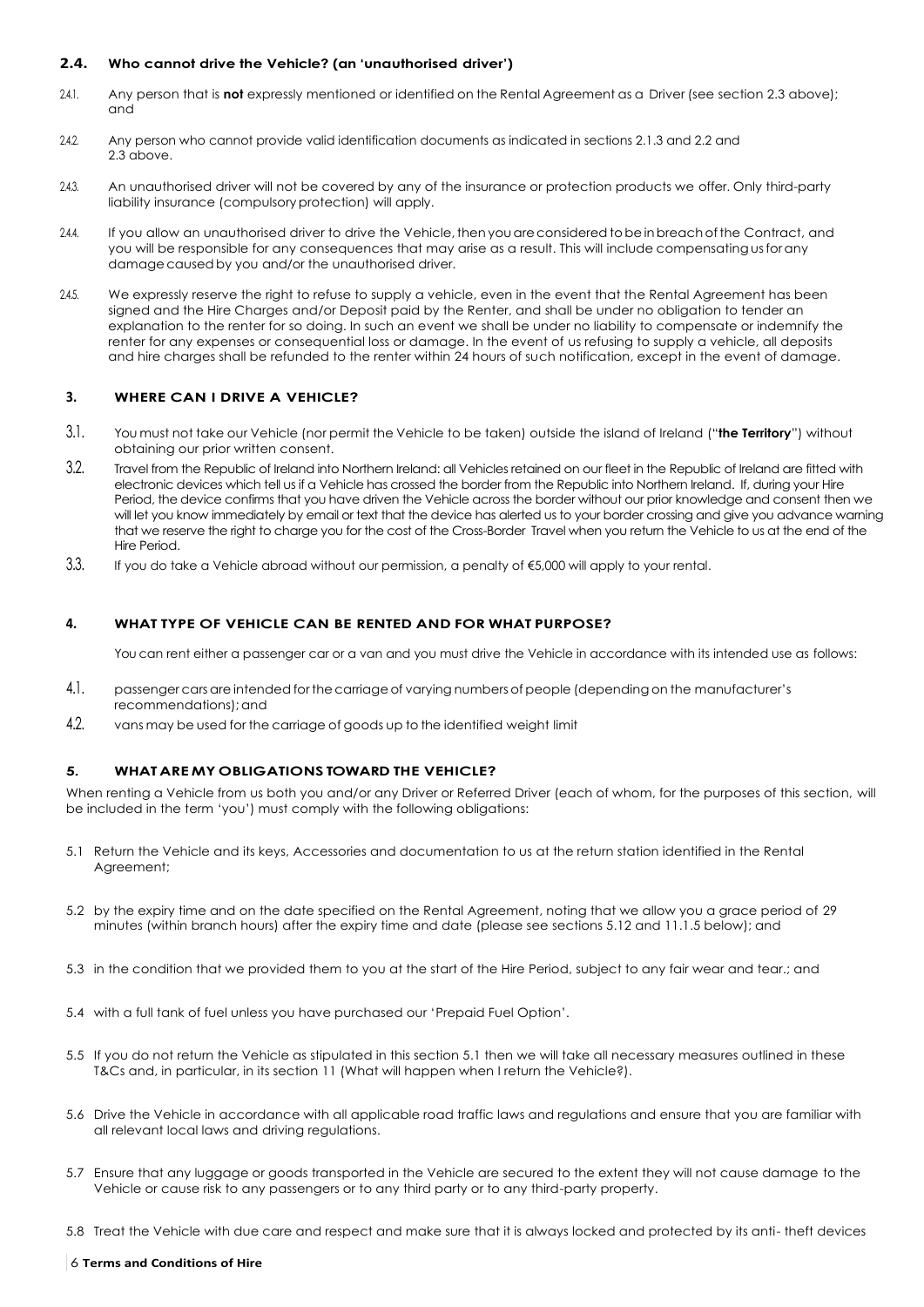### 2.4. Who cannot drive the Vehicle? (an 'unauthorised driver')

2.4.1. Any person that is **not** expressly mentioned or identified on the Rental Agreement as a Driver (see section 2.3 above); and

2.4.2. Any person who cannot provide valid identification documents as indicated in sections 2.1.3 and 2.2 and 2.3 above.

2.4.3. An unauthorised driver will not be covered by any of the insurance or protection products we offer. Only third-party liability insurance (compulsory protection) will apply.

2.4.4. If you allow an unauthorised driver to drive the Vehicle, then you are considered to be in breach of the Contract, and you will be responsible for any consequences that may arise as a result. This will include compensating us for any damage caused by you and/or the unauthorised driver.

2.4.5. We expressly reserve the right to refuse to supply a vehicle, even in the event that the Rental Agreement has been signed and the Hire Charges and/or Deposit paid by the Renter, and shall be under no obligation to tender an explanation to the renter for so doing. In such an event we shall be under no liability to compensate or indemnify the renter for any expenses or consequential loss or damage. In the event of us refusing to supply a vehicle, all deposits and hire charges shall be refunded to the renter within 24 hours of such notification, except in the event of damage.

## 3. WHERE CAN I DRIVE A VEHICLE?

3.1. You must not take our Vehicle (nor permit the Vehicle to be taken) outside the island of Ireland ("**the Territory**") without obtaining our prior written consent.

3.2. Travel from the Republic of Ireland into Northern Ireland: all Vehicles retained on our fleet in the Republic of Ireland are fitted with electronic devices which tell us if a Vehicle has crossed the border from the Republic into Northern Ireland. If, during your Hire Period, the device confirms that you have driven the Vehicle across the border without our prior knowledge and consent then we will let you know immediately by email or text that the device has alerted us to your border crossing and give you advance warning that we reserve the right to charge you for the cost of the Cross-Border Travel when you return the Vehicle to us at the end of the Hire Period.

3.3. If you do take a Vehicle abroad without our permission, a penalty of €5,000 will apply to your rental.

## 4. WHAT TYPE OF VEHICLE CAN BE RENTED AND FOR WHAT PURPOSE?

You can rent either a passenger car or a van and you must drive the Vehicle in accordance with its intended use as follows:

4.1. passenger cars are intended for the carriage of varying numbers of people (depending on the manufacturer's recommendations); and

4.2. vans may be used for the carriage of goods up to the identified weight limit

## 5. WHAT ARE MY OBLIGATIONS TOWARD THE VEHICLE?

When renting a Vehicle from us both you and/or any Driver or Referred Driver (each of whom, for the purposes of this section, will be included in the term 'you') must comply with the following obligations:

5.1 Return the Vehicle and its keys, Accessories and documentation to us at the return station identified in the Rental Agreement;

5.2 by the expiry time and on the date specified on the Rental Agreement, noting that we allow you a grace period of 29 minutes (within branch hours) after the expiry time and date (please see sections 5.12 and 11.1.5 below); and

5.3 in the condition that we provided them to you at the start of the Hire Period, subject to any fair wear and tear.; and

5.4 with a full tank of fuel unless you have purchased our 'Prepaid Fuel Option'.

5.5 If you do not return the Vehicle as stipulated in this section 5.1 then we will take all necessary measures outlined in these T&Cs and, in particular, in its section 11 (What will happen when I return the Vehicle?).

5.6 Drive the Vehicle in accordance with all applicable road traffic laws and regulations and ensure that you are familiar with all relevant local laws and driving regulations.

5.7 Ensure that any luggage or goods transported in the Vehicle are secured to the extent they will not cause damage to the Vehicle or cause risk to any passengers or to any third party or to any third-party property.

5.8 Treat the Vehicle with due care and respect and make sure that it is always locked and protected by its anti- theft devices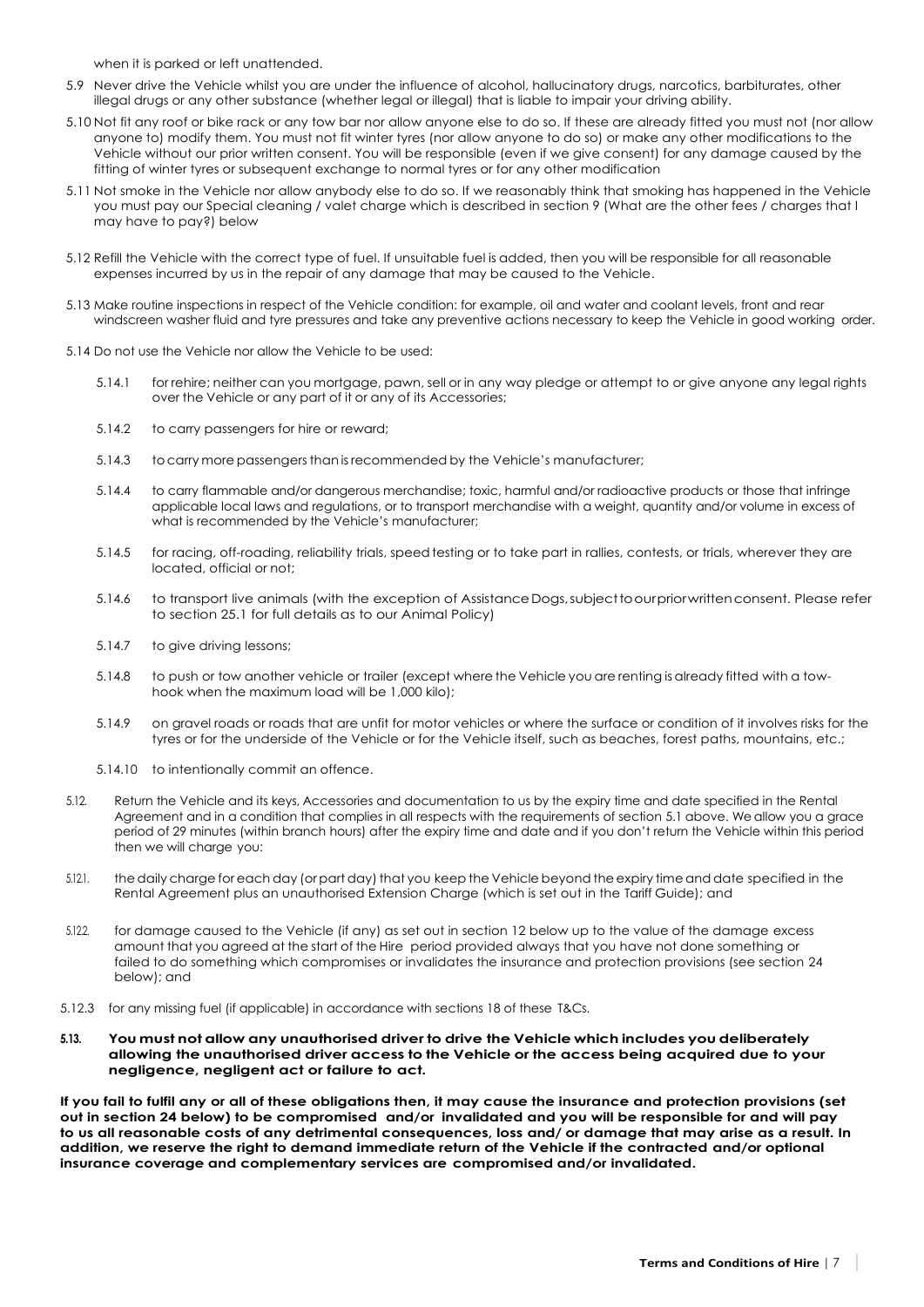when it is parked or left unattended.

5.9 Never drive the Vehicle whilst you are under the influence of alcohol, hallucinatory drugs, narcotics, barbiturates, other illegal drugs or any other substance (whether legal or illegal) that is liable to impair your driving ability.

5.10 Not fit any roof or bike rack or any tow bar nor allow anyone else to do so. If these are already fitted you must not (nor allow anyone to) modify them. You must not fit winter tyres (nor allow anyone to do so) or make any other modifications to the Vehicle without our prior written consent. You will be responsible (even if we give consent) for any damage caused by the fitting of winter tyres or subsequent exchange to normal tyres or for any other modification

5.11 Not smoke in the Vehicle nor allow anybody else to do so. If we reasonably think that smoking has happened in the Vehicle you must pay our Special cleaning / valet charge which is described in section 9 (What are the other fees / charges that I may have to pay?) below

5.12 Refill the Vehicle with the correct type of fuel. If unsuitable fuel is added, then you will be responsible for all reasonable expenses incurred by us in the repair of any damage that may be caused to the Vehicle.

5.13 Make routine inspections in respect of the Vehicle condition: for example, oil and water and coolant levels, front and rear windscreen washer fluid and tyre pressures and take any preventive actions necessary to keep the Vehicle in good working order.

5.14 Do not use the Vehicle nor allow the Vehicle to be used:

5.14.1 for rehire; neither can you mortgage, pawn, sell or in any way pledge or attempt to or give anyone any legal rights over the Vehicle or any part of it or any of its Accessories;

5.14.2 to carry passengers for hire or reward;

5.14.3 to carry more passengers than is recommended by the Vehicle's manufacturer;

5.14.4 to carry flammable and/or dangerous merchandise; toxic, harmful and/or radioactive products or those that infringe applicable local laws and regulations, or to transport merchandise with a weight, quantity and/or volume in excess of what is recommended by the Vehicle's manufacturer;

5.14.5 for racing, off-roading, reliability trials, speed testing or to take part in rallies, contests, or trials, wherever they are located, official or not;

5.14.6 to transport live animals (with the exception of Assistance Dogs, subject to our prior written consent. Please refer to section 25.1 for full details as to our Animal Policy)

5.14.7 to give driving lessons;

5.14.8 to push or tow another vehicle or trailer (except where the Vehicle you are renting is already fitted with a tow-hook when the maximum load will be 1,000 kilo);

5.14.9 on gravel roads or roads that are unfit for motor vehicles or where the surface or condition of it involves risks for the tyres or for the underside of the Vehicle or for the Vehicle itself, such as beaches, forest paths, mountains, etc.;

5.14.10 to intentionally commit an offence.

5.12. Return the Vehicle and its keys, Accessories and documentation to us by the expiry time and date specified in the Rental Agreement and in a condition that complies in all respects with the requirements of section 5.1 above. We allow you a grace period of 29 minutes (within branch hours) after the expiry time and date and if you don't return the Vehicle within this period then we will charge you:

5.12.1. the daily charge for each day (or part day) that you keep the Vehicle beyond the expiry time and date specified in the Rental Agreement plus an unauthorised Extension Charge (which is set out in the Tariff Guide); and

5.12.2. for damage caused to the Vehicle (if any) as set out in section 12 below up to the value of the damage excess amount that you agreed at the start of the Hire period provided always that you have not done something or failed to do something which compromises or invalidates the insurance and protection provisions (see section 24 below); and

5.12.3 for any missing fuel (if applicable) in accordance with sections 18 of these T&Cs.

**5.13. You must not allow any unauthorised driver to drive the Vehicle which includes you deliberately allowing the unauthorised driver access to the Vehicle or the access being acquired due to your negligence, negligent act or failure to act.**

**If you fail to fulfil any or all of these obligations then, it may cause the insurance and protection provisions (set out in section 24 below) to be compromised and/or invalidated and you will be responsible for and will pay to us all reasonable costs of any detrimental consequences, loss and/ or damage that may arise as a result. In addition, we reserve the right to demand immediate return of the Vehicle if the contracted and/or optional insurance coverage and complementary services are compromised and/or invalidated.**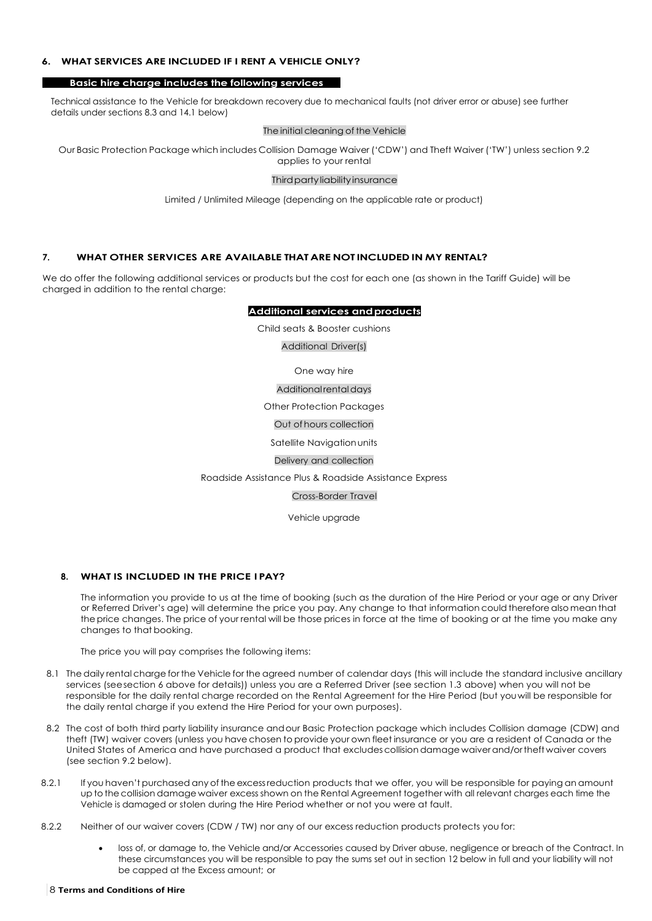## 6. WHAT SERVICES ARE INCLUDED IF I RENT A VEHICLE ONLY?

**Basic hire charge includes the following services**

Technical assistance to the Vehicle for breakdown recovery due to mechanical faults (not driver error or abuse) see further details under sections 8.3 and 14.1 below)

The initial cleaning of the Vehicle

Our Basic Protection Package which includes Collision Damage Waiver ('CDW') and Theft Waiver ('TW') unless section 9.2 applies to your rental

Third party liability insurance

Limited / Unlimited Mileage (depending on the applicable rate or product)

## 7. WHAT OTHER SERVICES ARE AVAILABLE THAT ARE NOT INCLUDED IN MY RENTAL?

We do offer the following additional services or products but the cost for each one (as shown in the Tariff Guide) will be charged in addition to the rental charge:

**Additional services and products**

Child seats & Booster cushions

Additional Driver(s)

One way hire

Additional rental days

Other Protection Packages

Out of hours collection

Satellite Navigation units

Delivery and collection

Roadside Assistance Plus & Roadside Assistance Express

Cross-Border Travel

Vehicle upgrade

## 8. WHAT IS INCLUDED IN THE PRICE I PAY?

The information you provide to us at the time of booking (such as the duration of the Hire Period or your age or any Driver or Referred Driver's age) will determine the price you pay. Any change to that information could therefore also mean that the price changes. The price of your rental will be those prices in force at the time of booking or at the time you make any changes to that booking.

The price you will pay comprises the following items:

8.1 The daily rental charge for the Vehicle for the agreed number of calendar days (this will include the standard inclusive ancillary services (see section 6 above for details)) unless you are a Referred Driver (see section 1.3 above) when you will not be responsible for the daily rental charge recorded on the Rental Agreement for the Hire Period (but you will be responsible for the daily rental charge if you extend the Hire Period for your own purposes).

8.2 The cost of both third party liability insurance and our Basic Protection package which includes Collision damage (CDW) and theft (TW) waiver covers (unless you have chosen to provide your own fleet insurance or you are a resident of Canada or the United States of America and have purchased a product that excludes collision damage waiver and/or theft waiver covers (see section 9.2 below).

8.2.1 If you haven't purchased any of the excess reduction products that we offer, you will be responsible for paying an amount up to the collision damage waiver excess shown on the Rental Agreement together with all relevant charges each time the Vehicle is damaged or stolen during the Hire Period whether or not you were at fault.

8.2.2 Neither of our waiver covers (CDW / TW) nor any of our excess reduction products protects you for:

- loss of, or damage to, the Vehicle and/or Accessories caused by Driver abuse, negligence or breach of the Contract. In these circumstances you will be responsible to pay the sums set out in section 12 below in full and your liability will not be capped at the Excess amount; or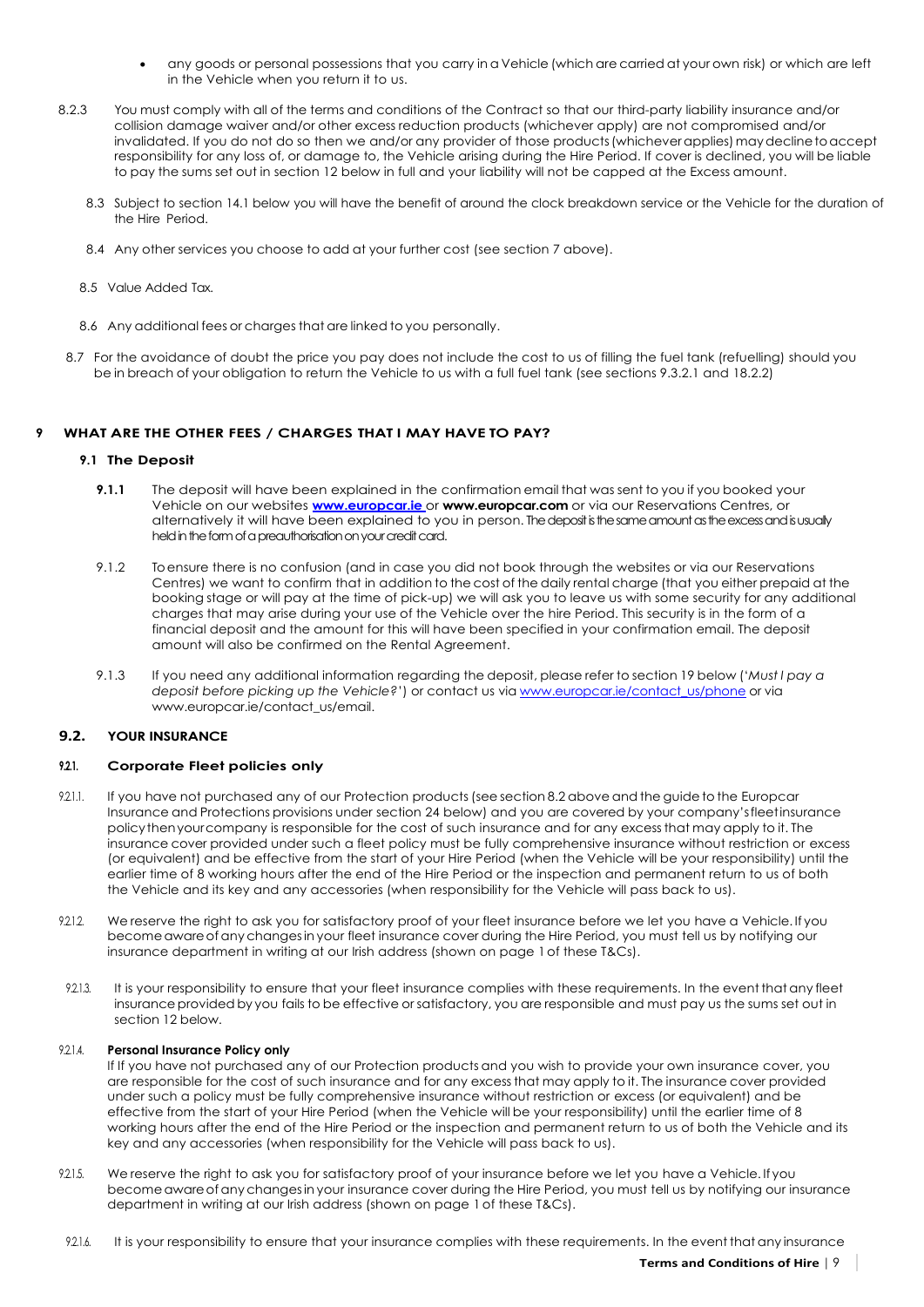- any goods or personal possessions that you carry in a Vehicle (which are carried at your own risk) or which are left in the Vehicle when you return it to us.

8.2.3 You must comply with all of the terms and conditions of the Contract so that our third-party liability insurance and/or collision damage waiver and/or other excess reduction products (whichever apply) are not compromised and/or invalidated. If you do not do so then we and/or any provider of those products (whichever applies) may decline to accept responsibility for any loss of, or damage to, the Vehicle arising during the Hire Period. If cover is declined, you will be liable to pay the sums set out in section 12 below in full and your liability will not be capped at the Excess amount.

8.3 Subject to section 14.1 below you will have the benefit of around the clock breakdown service or the Vehicle for the duration of the Hire Period.

8.4 Any other services you choose to add at your further cost (see section 7 above).

8.5 Value Added Tax.

8.6 Any additional fees or charges that are linked to you personally.

8.7 For the avoidance of doubt the price you pay does not include the cost to us of filling the fuel tank (refuelling) should you be in breach of your obligation to return the Vehicle to us with a full fuel tank (see sections 9.3.2.1 and 18.2.2)

# 9 WHAT ARE THE OTHER FEES / CHARGES THAT I MAY HAVE TO PAY?

## 9.1 The Deposit

**9.1.1** The deposit will have been explained in the confirmation email that was sent to you if you booked your Vehicle on our websites **www.europcar.ie** or **www.europcar.com** or via our Reservations Centres, or alternatively it will have been explained to you in person. The deposit is the same amount as the excess and is usually held in the form of a preauthorisation on your credit card.

9.1.2 To ensure there is no confusion (and in case you did not book through the websites or via our Reservations Centres) we want to confirm that in addition to the cost of the daily rental charge (that you either prepaid at the booking stage or will pay at the time of pick-up) we will ask you to leave us with some security for any additional charges that may arise during your use of the Vehicle over the hire Period. This security is in the form of a financial deposit and the amount for this will have been specified in your confirmation email. The deposit amount will also be confirmed on the Rental Agreement.

9.1.3 If you need any additional information regarding the deposit, please refer to section 19 below ('*Must I pay a deposit before picking up the Vehicle?*') or contact us via www.europcar.ie/contact_us/phone or via www.europcar.ie/contact_us/email.

## 9.2. YOUR INSURANCE

### 9.2.1. Corporate Fleet policies only

9.2.1.1. If you have not purchased any of our Protection products (see section 8.2 above and the guide to the Europcar Insurance and Protections provisions under section 24 below) and you are covered by your company's fleet insurance policy then your company is responsible for the cost of such insurance and for any excess that may apply to it. The insurance cover provided under such a fleet policy must be fully comprehensive insurance without restriction or excess (or equivalent) and be effective from the start of your Hire Period (when the Vehicle will be your responsibility) until the earlier time of 8 working hours after the end of the Hire Period or the inspection and permanent return to us of both the Vehicle and its key and any accessories (when responsibility for the Vehicle will pass back to us).

9.2.1.2. We reserve the right to ask you for satisfactory proof of your fleet insurance before we let you have a Vehicle. If you become aware of any changes in your fleet insurance cover during the Hire Period, you must tell us by notifying our insurance department in writing at our Irish address (shown on page 1 of these T&Cs).

9.2.1.3. It is your responsibility to ensure that your fleet insurance complies with these requirements. In the event that any fleet insurance provided by you fails to be effective or satisfactory, you are responsible and must pay us the sums set out in section 12 below.

9.2.1.4. **Personal Insurance Policy only**
If If you have not purchased any of our Protection products and you wish to provide your own insurance cover, you are responsible for the cost of such insurance and for any excess that may apply to it. The insurance cover provided under such a policy must be fully comprehensive insurance without restriction or excess (or equivalent) and be effective from the start of your Hire Period (when the Vehicle will be your responsibility) until the earlier time of 8 working hours after the end of the Hire Period or the inspection and permanent return to us of both the Vehicle and its key and any accessories (when responsibility for the Vehicle will pass back to us).

9.2.1.5. We reserve the right to ask you for satisfactory proof of your insurance before we let you have a Vehicle. If you become aware of any changes in your insurance cover during the Hire Period, you must tell us by notifying our insurance department in writing at our Irish address (shown on page 1 of these T&Cs).

9.2.1.6. It is your responsibility to ensure that your insurance complies with these requirements. In the event that any insurance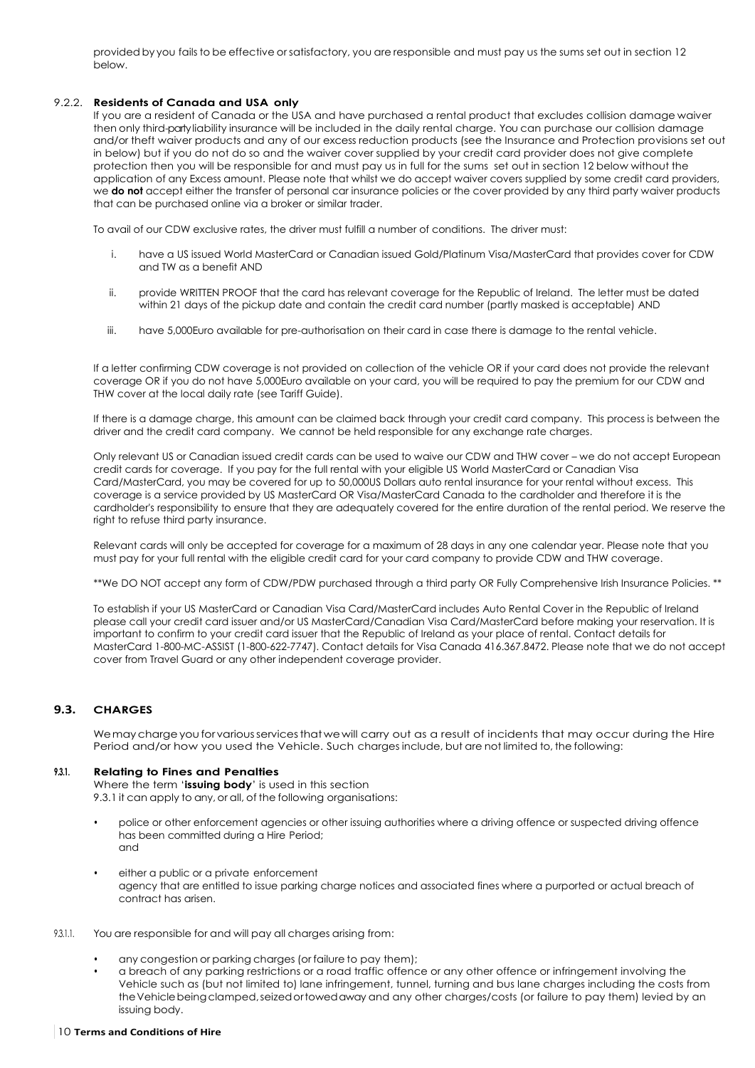provided by you fails to be effective or satisfactory, you are responsible and must pay us the sums set out in section 12 below.

#### 9.2.2. **Residents of Canada and USA only**

If you are a resident of Canada or the USA and have purchased a rental product that excludes collision damage waiver then only third-party liability insurance will be included in the daily rental charge. You can purchase our collision damage and/or theft waiver products and any of our excess reduction products (see the Insurance and Protection provisions set out in below) but if you do not do so and the waiver cover supplied by your credit card provider does not give complete protection then you will be responsible for and must pay us in full for the sums set out in section 12 below without the application of any Excess amount. Please note that whilst we do accept waiver covers supplied by some credit card providers, we **do not** accept either the transfer of personal car insurance policies or the cover provided by any third party waiver products that can be purchased online via a broker or similar trader.

To avail of our CDW exclusive rates, the driver must fulfill a number of conditions. The driver must:

- i. have a US issued World MasterCard or Canadian issued Gold/Platinum Visa/MasterCard that provides cover for CDW and TW as a benefit AND
- ii. provide WRITTEN PROOF that the card has relevant coverage for the Republic of Ireland. The letter must be dated within 21 days of the pickup date and contain the credit card number (partly masked is acceptable) AND
- iii. have 5,000Euro available for pre-authorisation on their card in case there is damage to the rental vehicle.

If a letter confirming CDW coverage is not provided on collection of the vehicle OR if your card does not provide the relevant coverage OR if you do not have 5,000Euro available on your card, you will be required to pay the premium for our CDW and THW cover at the local daily rate (see Tariff Guide).

If there is a damage charge, this amount can be claimed back through your credit card company. This process is between the driver and the credit card company. We cannot be held responsible for any exchange rate charges.

Only relevant US or Canadian issued credit cards can be used to waive our CDW and THW cover – we do not accept European credit cards for coverage. If you pay for the full rental with your eligible US World MasterCard or Canadian Visa Card/MasterCard, you may be covered for up to 50,000US Dollars auto rental insurance for your rental without excess. This coverage is a service provided by US MasterCard OR Visa/MasterCard Canada to the cardholder and therefore it is the cardholder's responsibility to ensure that they are adequately covered for the entire duration of the rental period. We reserve the right to refuse third party insurance.

Relevant cards will only be accepted for coverage for a maximum of 28 days in any one calendar year. Please note that you must pay for your full rental with the eligible credit card for your card company to provide CDW and THW coverage.

**We DO NOT accept any form of CDW/PDW purchased through a third party OR Fully Comprehensive Irish Insurance Policies. **

To establish if your US MasterCard or Canadian Visa Card/MasterCard includes Auto Rental Cover in the Republic of Ireland please call your credit card issuer and/or US MasterCard/Canadian Visa Card/MasterCard before making your reservation. It is important to confirm to your credit card issuer that the Republic of Ireland as your place of rental. Contact details for MasterCard 1-800-MC-ASSIST (1-800-622-7747). Contact details for Visa Canada 416.367.8472. Please note that we do not accept cover from Travel Guard or any other independent coverage provider.

### 9.3. CHARGES

We may charge you for various services that we will carry out as a result of incidents that may occur during the Hire Period and/or how you used the Vehicle. Such charges include, but are not limited to, the following:

#### 9.3.1. **Relating to Fines and Penalties**

Where the term '**issuing body**' is used in this section 9.3.1 it can apply to any, or all, of the following organisations:

- police or other enforcement agencies or other issuing authorities where a driving offence or suspected driving offence has been committed during a Hire Period; and
- either a public or a private enforcement agency that are entitled to issue parking charge notices and associated fines where a purported or actual breach of contract has arisen.

9.3.1.1. You are responsible for and will pay all charges arising from:

- any congestion or parking charges (or failure to pay them);
- a breach of any parking restrictions or a road traffic offence or any other offence or infringement involving the Vehicle such as (but not limited to) lane infringement, tunnel, turning and bus lane charges including the costs from the Vehicle being clamped, seized or towed away and any other charges/costs (or failure to pay them) levied by an issuing body.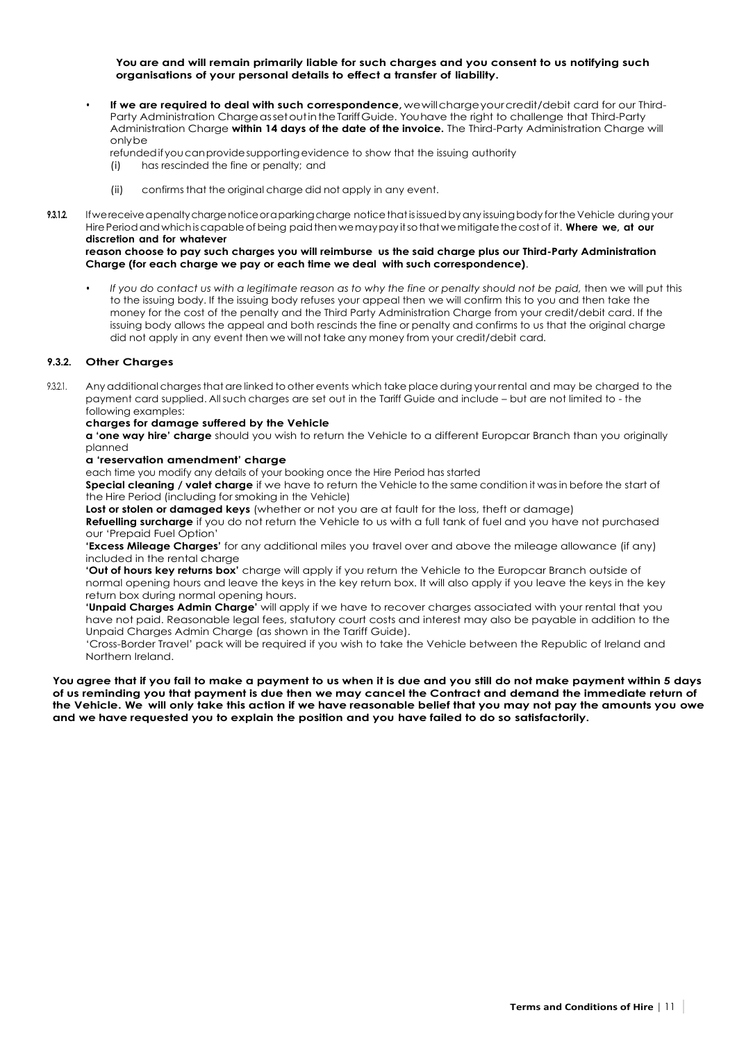**You are and will remain primarily liable for such charges and you consent to us notifying such organisations of your personal details to effect a transfer of liability.**

- **If we are required to deal with such correspondence,** we will charge your credit/debit card for our Third-Party Administration Charge as set out in the Tariff Guide. You have the right to challenge that Third-Party Administration Charge **within 14 days of the date of the invoice.** The Third-Party Administration Charge will only be refunded if you can provide supporting evidence to show that the issuing authority
  - (i) has rescinded the fine or penalty; and
  - (ii) confirms that the original charge did not apply in any event.

9.3.1.2. If we receive a penalty charge notice or a parking charge notice that is issued by any issuing body for the Vehicle during your Hire Period and which is capable of being paid then we may pay it so that we mitigate the cost of it. **Where we, at our discretion and for whatever reason choose to pay such charges you will reimburse us the said charge plus our Third-Party Administration Charge (for each charge we pay or each time we deal with such correspondence)**.

- *If you do contact us with a legitimate reason as to why the fine or penalty should not be paid,* then we will put this to the issuing body. If the issuing body refuses your appeal then we will confirm this to you and then take the money for the cost of the penalty and the Third Party Administration Charge from your credit/debit card. If the issuing body allows the appeal and both rescinds the fine or penalty and confirms to us that the original charge did not apply in any event then we will not take any money from your credit/debit card.

### 9.3.2. Other Charges

9.3.2.1. Any additional charges that are linked to other events which take place during your rental and may be charged to the payment card supplied. All such charges are set out in the Tariff Guide and include – but are not limited to - the following examples:

**charges for damage suffered by the Vehicle**

**a 'one way hire' charge** should you wish to return the Vehicle to a different Europcar Branch than you originally planned

**a 'reservation amendment' charge**

each time you modify any details of your booking once the Hire Period has started

**Special cleaning / valet charge** if we have to return the Vehicle to the same condition it was in before the start of the Hire Period (including for smoking in the Vehicle)

**Lost or stolen or damaged keys** (whether or not you are at fault for the loss, theft or damage)

**Refuelling surcharge** if you do not return the Vehicle to us with a full tank of fuel and you have not purchased our 'Prepaid Fuel Option'

**'Excess Mileage Charges'** for any additional miles you travel over and above the mileage allowance (if any) included in the rental charge

**'Out of hours key returns box'** charge will apply if you return the Vehicle to the Europcar Branch outside of normal opening hours and leave the keys in the key return box. It will also apply if you leave the keys in the key return box during normal opening hours.

**'Unpaid Charges Admin Charge'** will apply if we have to recover charges associated with your rental that you have not paid. Reasonable legal fees, statutory court costs and interest may also be payable in addition to the Unpaid Charges Admin Charge (as shown in the Tariff Guide).

'Cross-Border Travel' pack will be required if you wish to take the Vehicle between the Republic of Ireland and Northern Ireland.

**You agree that if you fail to make a payment to us when it is due and you still do not make payment within 5 days of us reminding you that payment is due then we may cancel the Contract and demand the immediate return of the Vehicle. We will only take this action if we have reasonable belief that you may not pay the amounts you owe and we have requested you to explain the position and you have failed to do so satisfactorily.**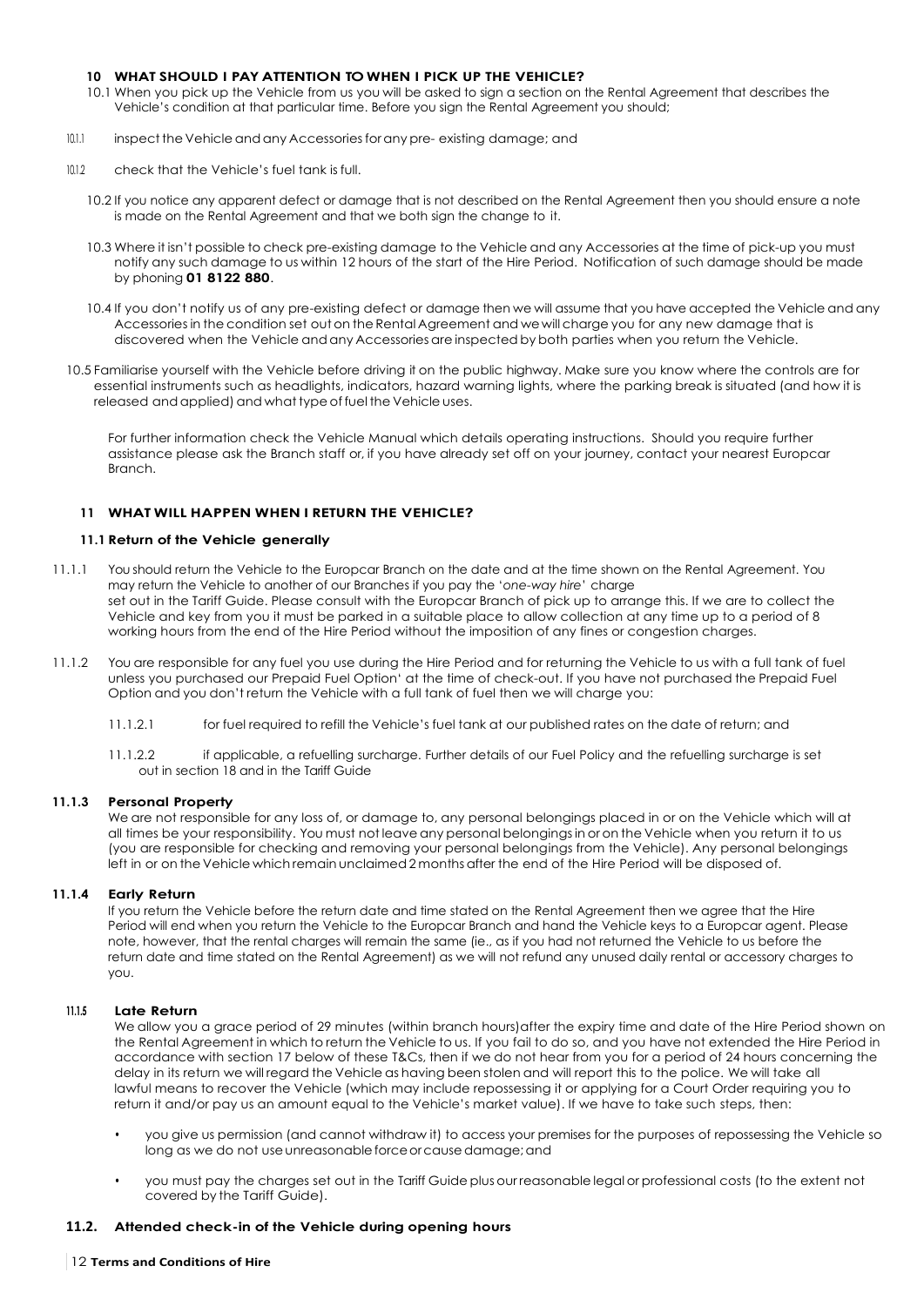## 10 WHAT SHOULD I PAY ATTENTION TO WHEN I PICK UP THE VEHICLE?

10.1 When you pick up the Vehicle from us you will be asked to sign a section on the Rental Agreement that describes the Vehicle's condition at that particular time. Before you sign the Rental Agreement you should;

10.1.1 inspect the Vehicle and any Accessories for any pre- existing damage; and

10.1.2 check that the Vehicle's fuel tank is full.

10.2 If you notice any apparent defect or damage that is not described on the Rental Agreement then you should ensure a note is made on the Rental Agreement and that we both sign the change to it.

10.3 Where it isn't possible to check pre-existing damage to the Vehicle and any Accessories at the time of pick-up you must notify any such damage to us within 12 hours of the start of the Hire Period. Notification of such damage should be made by phoning **01 8122 880**.

10.4 If you don't notify us of any pre-existing defect or damage then we will assume that you have accepted the Vehicle and any Accessories in the condition set out on the Rental Agreement and we will charge you for any new damage that is discovered when the Vehicle and any Accessories are inspected by both parties when you return the Vehicle.

10.5 Familiarise yourself with the Vehicle before driving it on the public highway. Make sure you know where the controls are for essential instruments such as headlights, indicators, hazard warning lights, where the parking break is situated (and how it is released and applied) and what type of fuel the Vehicle uses.

For further information check the Vehicle Manual which details operating instructions. Should you require further assistance please ask the Branch staff or, if you have already set off on your journey, contact your nearest Europcar Branch.

## 11 WHAT WILL HAPPEN WHEN I RETURN THE VEHICLE?

### 11.1 Return of the Vehicle generally

11.1.1 You should return the Vehicle to the Europcar Branch on the date and at the time shown on the Rental Agreement. You may return the Vehicle to another of our Branches if you pay the '*one-way hire*' charge set out in the Tariff Guide. Please consult with the Europcar Branch of pick up to arrange this. If we are to collect the Vehicle and key from you it must be parked in a suitable place to allow collection at any time up to a period of 8 working hours from the end of the Hire Period without the imposition of any fines or congestion charges.

11.1.2 You are responsible for any fuel you use during the Hire Period and for returning the Vehicle to us with a full tank of fuel unless you purchased our Prepaid Fuel Option' at the time of check-out. If you have not purchased the Prepaid Fuel Option and you don't return the Vehicle with a full tank of fuel then we will charge you:

11.1.2.1 for fuel required to refill the Vehicle's fuel tank at our published rates on the date of return; and

11.1.2.2 if applicable, a refuelling surcharge. Further details of our Fuel Policy and the refuelling surcharge is set out in section 18 and in the Tariff Guide

#### 11.1.3 Personal Property

We are not responsible for any loss of, or damage to, any personal belongings placed in or on the Vehicle which will at all times be your responsibility. You must not leave any personal belongings in or on the Vehicle when you return it to us (you are responsible for checking and removing your personal belongings from the Vehicle). Any personal belongings left in or on the Vehicle which remain unclaimed 2 months after the end of the Hire Period will be disposed of.

#### 11.1.4 Early Return

If you return the Vehicle before the return date and time stated on the Rental Agreement then we agree that the Hire Period will end when you return the Vehicle to the Europcar Branch and hand the Vehicle keys to a Europcar agent. Please note, however, that the rental charges will remain the same (ie., as if you had not returned the Vehicle to us before the return date and time stated on the Rental Agreement) as we will not refund any unused daily rental or accessory charges to you.

#### 11.1.5 Late Return

We allow you a grace period of 29 minutes (within branch hours)after the expiry time and date of the Hire Period shown on the Rental Agreement in which to return the Vehicle to us. If you fail to do so, and you have not extended the Hire Period in accordance with section 17 below of these T&Cs, then if we do not hear from you for a period of 24 hours concerning the delay in its return we will regard the Vehicle as having been stolen and will report this to the police. We will take all lawful means to recover the Vehicle (which may include repossessing it or applying for a Court Order requiring you to return it and/or pay us an amount equal to the Vehicle's market value). If we have to take such steps, then:

- you give us permission (and cannot withdraw it) to access your premises for the purposes of repossessing the Vehicle so long as we do not use unreasonable force or cause damage; and
- you must pay the charges set out in the Tariff Guide plus our reasonable legal or professional costs (to the extent not covered by the Tariff Guide).

### 11.2. Attended check-in of the Vehicle during opening hours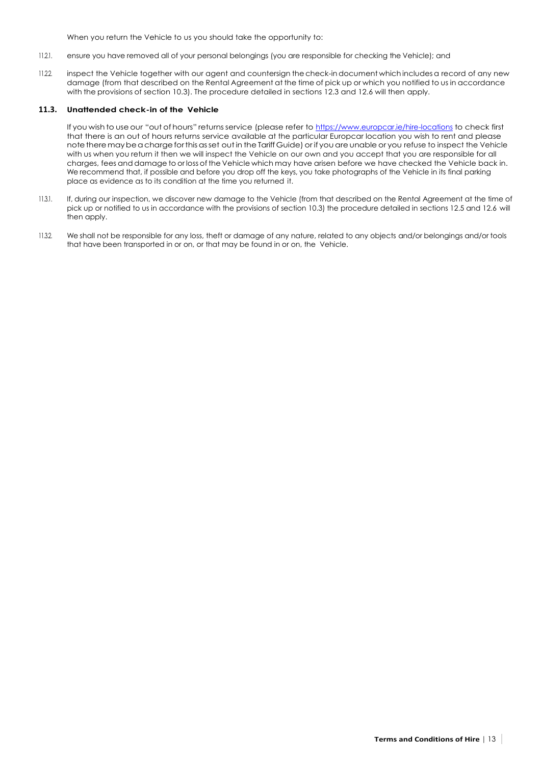When you return the Vehicle to us you should take the opportunity to:

11.2.1. ensure you have removed all of your personal belongings (you are responsible for checking the Vehicle); and

11.2.2. inspect the Vehicle together with our agent and countersign the check-in document which includes a record of any new damage (from that described on the Rental Agreement at the time of pick up or which you notified to us in accordance with the provisions of section 10.3). The procedure detailed in sections 12.3 and 12.6 will then apply.

### 11.3. Unattended check-in of the Vehicle

If you wish to use our "out of hours" returns service (please refer to [https://www.europcar.ie/hire-locations](https://www.europcar.ie/hire-locations) to check first that there is an out of hours returns service available at the particular Europcar location you wish to rent and please note there may be a charge for this as set out in the Tariff Guide) or if you are unable or you refuse to inspect the Vehicle with us when you return it then we will inspect the Vehicle on our own and you accept that you are responsible for all charges, fees and damage to or loss of the Vehicle which may have arisen before we have checked the Vehicle back in. We recommend that, if possible and before you drop off the keys, you take photographs of the Vehicle in its final parking place as evidence as to its condition at the time you returned it.

11.3.1. If, during our inspection, we discover new damage to the Vehicle (from that described on the Rental Agreement at the time of pick up or notified to us in accordance with the provisions of section 10.3) the procedure detailed in sections 12.5 and 12.6 will then apply.

11.3.2. We shall not be responsible for any loss, theft or damage of any nature, related to any objects and/or belongings and/or tools that have been transported in or on, or that may be found in or on, the Vehicle.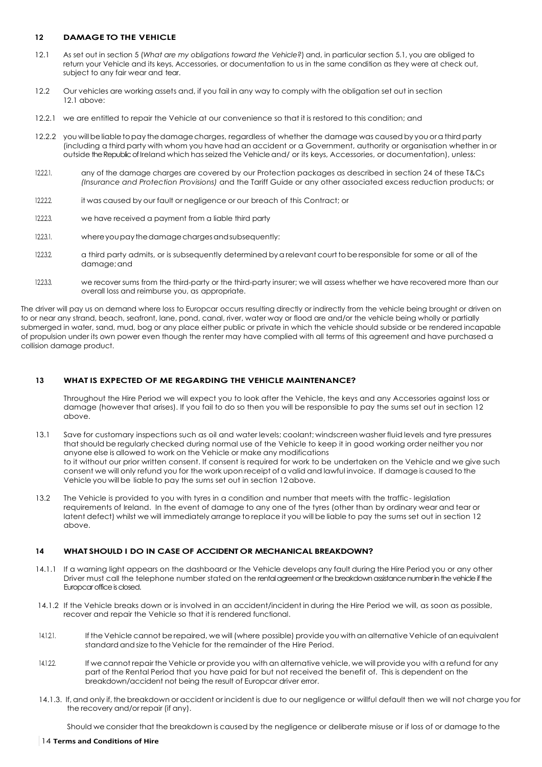## 12 DAMAGE TO THE VEHICLE

12.1 As set out in section 5 (*What are my obligations toward the Vehicle?*) and, in particular section 5.1, you are obliged to return your Vehicle and its keys, Accessories, or documentation to us in the same condition as they were at check out, subject to any fair wear and tear.

12.2 Our vehicles are working assets and, if you fail in any way to comply with the obligation set out in section 12.1 above:

12.2.1 we are entitled to repair the Vehicle at our convenience so that it is restored to this condition; and

12.2.2 you will be liable to pay the damage charges, regardless of whether the damage was caused by you or a third party (including a third party with whom you have had an accident or a Government, authority or organisation whether in or outside the Republic of Ireland which has seized the Vehicle and/ or its keys, Accessories, or documentation), unless:

12.2.2.1. any of the damage charges are covered by our Protection packages as described in section 24 of these T&Cs *(Insurance and Protection Provisions)* and the Tariff Guide or any other associated excess reduction products; or

12.2.2.2. it was caused by our fault or negligence or our breach of this Contract; or

12.2.2.3. we have received a payment from a liable third party

12.2.3.1. where you pay the damage charges and subsequently:

12.2.3.2. a third party admits, or is subsequently determined by a relevant court to be responsible for some or all of the damage; and

12.2.3.3. we recover sums from the third-party or the third-party insurer; we will assess whether we have recovered more than our overall loss and reimburse you, as appropriate.

The driver will pay us on demand where loss to Europcar occurs resulting directly or indirectly from the vehicle being brought or driven on to or near any strand, beach, seafront, lane, pond, canal, river, water way or flood are and/or the vehicle being wholly or partially submerged in water, sand, mud, bog or any place either public or private in which the vehicle should subside or be rendered incapable of propulsion under its own power even though the renter may have complied with all terms of this agreement and have purchased a collision damage product.

## 13 WHAT IS EXPECTED OF ME REGARDING THE VEHICLE MAINTENANCE?

Throughout the Hire Period we will expect you to look after the Vehicle, the keys and any Accessories against loss or damage (however that arises). If you fail to do so then you will be responsible to pay the sums set out in section 12 above.

13.1 Save for customary inspections such as oil and water levels; coolant; windscreen washer fluid levels and tyre pressures that should be regularly checked during normal use of the Vehicle to keep it in good working order neither you nor anyone else is allowed to work on the Vehicle or make any modifications to it without our prior written consent. If consent is required for work to be undertaken on the Vehicle and we give such consent we will only refund you for the work upon receipt of a valid and lawful invoice. If damage is caused to the Vehicle you will be liable to pay the sums set out in section 12 above.

13.2 The Vehicle is provided to you with tyres in a condition and number that meets with the traffic- legislation requirements of Ireland. In the event of damage to any one of the tyres (other than by ordinary wear and tear or latent defect) whilst we will immediately arrange to replace it you will be liable to pay the sums set out in section 12 above.

## 14 WHAT SHOULD I DO IN CASE OF ACCIDENT OR MECHANICAL BREAKDOWN?

14.1.1 If a warning light appears on the dashboard or the Vehicle develops any fault during the Hire Period you or any other Driver must call the telephone number stated on the rental agreement or the breakdown assistance number in the vehicle if the Europcar office is closed.

14.1.2 If the Vehicle breaks down or is involved in an accident/incident in during the Hire Period we will, as soon as possible, recover and repair the Vehicle so that it is rendered functional.

14.1.2.1. If the Vehicle cannot be repaired, we will (where possible) provide you with an alternative Vehicle of an equivalent standard and size to the Vehicle for the remainder of the Hire Period.

14.1.2.2. If we cannot repair the Vehicle or provide you with an alternative vehicle, we will provide you with a refund for any part of the Rental Period that you have paid for but not received the benefit of. This is dependent on the breakdown/accident not being the result of Europcar driver error.

14.1.3. If, and only if, the breakdown or accident or incident is due to our negligence or willful default then we will not charge you for the recovery and/or repair (if any).

Should we consider that the breakdown is caused by the negligence or deliberate misuse or if loss of or damage to the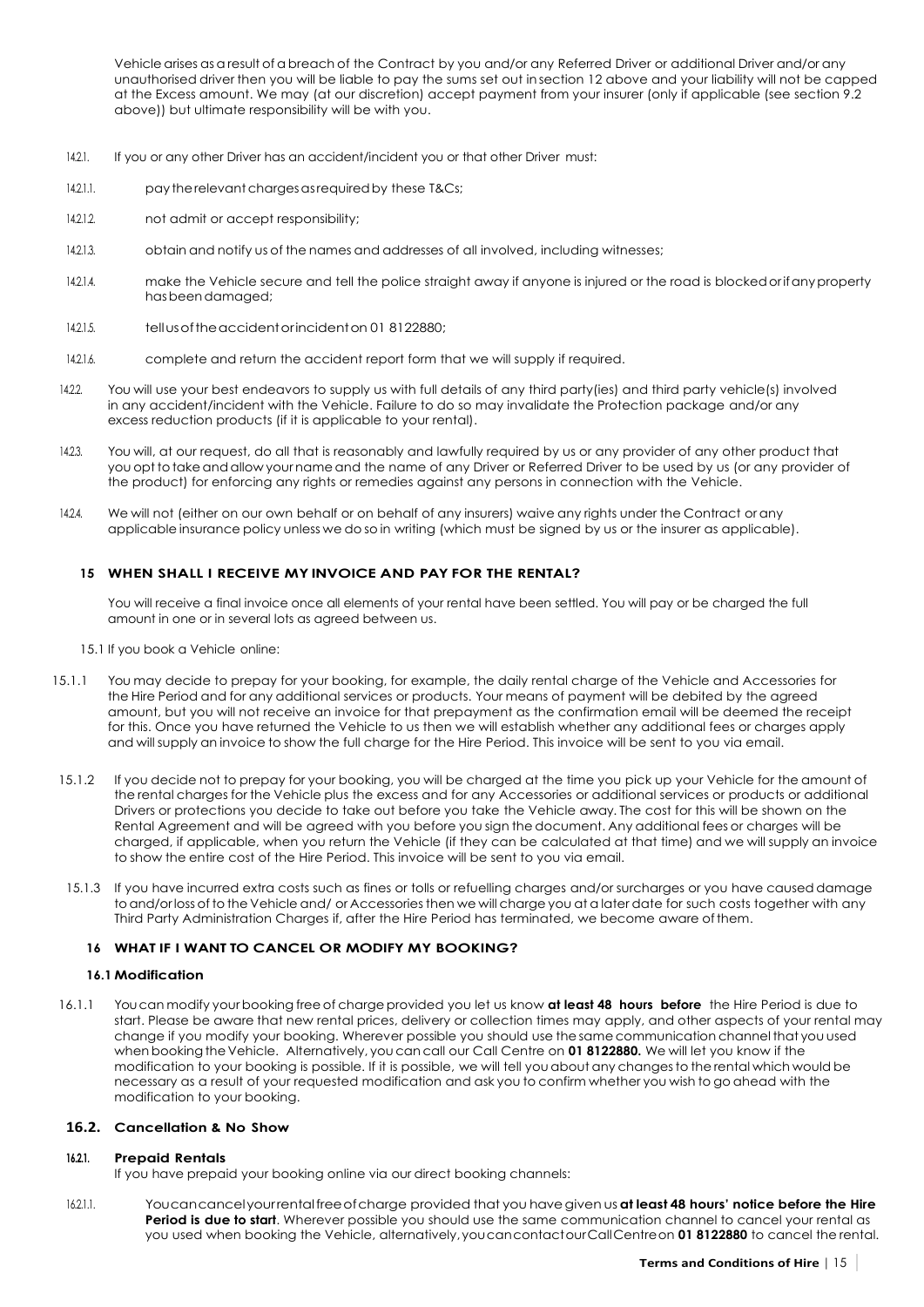Vehicle arises as a result of a breach of the Contract by you and/or any Referred Driver or additional Driver and/or any unauthorised driver then you will be liable to pay the sums set out in section 12 above and your liability will not be capped at the Excess amount. We may (at our discretion) accept payment from your insurer (only if applicable (see section 9.2 above)) but ultimate responsibility will be with you.

14.2.1. If you or any other Driver has an accident/incident you or that other Driver must:

14.2.1.1. pay the relevant charges as required by these T&Cs;

14.2.1.2. not admit or accept responsibility;

14.2.1.3. obtain and notify us of the names and addresses of all involved, including witnesses;

14.2.1.4. make the Vehicle secure and tell the police straight away if anyone is injured or the road is blocked or if any property has been damaged;

14.2.1.5. tell us of the accident or incident on 01 8122880;

14.2.1.6. complete and return the accident report form that we will supply if required.

14.2.2. You will use your best endeavors to supply us with full details of any third party(ies) and third party vehicle(s) involved in any accident/incident with the Vehicle. Failure to do so may invalidate the Protection package and/or any excess reduction products (if it is applicable to your rental).

14.2.3. You will, at our request, do all that is reasonably and lawfully required by us or any provider of any other product that you opt to take and allow your name and the name of any Driver or Referred Driver to be used by us (or any provider of the product) for enforcing any rights or remedies against any persons in connection with the Vehicle.

14.2.4. We will not (either on our own behalf or on behalf of any insurers) waive any rights under the Contract or any applicable insurance policy unless we do so in writing (which must be signed by us or the insurer as applicable).

## 15 WHEN SHALL I RECEIVE MY INVOICE AND PAY FOR THE RENTAL?

You will receive a final invoice once all elements of your rental have been settled. You will pay or be charged the full amount in one or in several lots as agreed between us.

15.1 If you book a Vehicle online:

15.1.1 You may decide to prepay for your booking, for example, the daily rental charge of the Vehicle and Accessories for the Hire Period and for any additional services or products. Your means of payment will be debited by the agreed amount, but you will not receive an invoice for that prepayment as the confirmation email will be deemed the receipt for this. Once you have returned the Vehicle to us then we will establish whether any additional fees or charges apply and will supply an invoice to show the full charge for the Hire Period. This invoice will be sent to you via email.

15.1.2 If you decide not to prepay for your booking, you will be charged at the time you pick up your Vehicle for the amount of the rental charges for the Vehicle plus the excess and for any Accessories or additional services or products or additional Drivers or protections you decide to take out before you take the Vehicle away. The cost for this will be shown on the Rental Agreement and will be agreed with you before you sign the document. Any additional fees or charges will be charged, if applicable, when you return the Vehicle (if they can be calculated at that time) and we will supply an invoice to show the entire cost of the Hire Period. This invoice will be sent to you via email.

15.1.3 If you have incurred extra costs such as fines or tolls or refuelling charges and/or surcharges or you have caused damage to and/or loss of to the Vehicle and/ or Accessories then we will charge you at a later date for such costs together with any Third Party Administration Charges if, after the Hire Period has terminated, we become aware of them.

## 16 WHAT IF I WANT TO CANCEL OR MODIFY MY BOOKING?

### 16.1 Modification

16.1.1 You can modify your booking free of charge provided you let us know **at least 48 hours before** the Hire Period is due to start. Please be aware that new rental prices, delivery or collection times may apply, and other aspects of your rental may change if you modify your booking. Wherever possible you should use the same communication channel that you used when booking the Vehicle. Alternatively, you can call our Call Centre on **01 8122880.** We will let you know if the modification to your booking is possible. If it is possible, we will tell you about any changes to the rental which would be necessary as a result of your requested modification and ask you to confirm whether you wish to go ahead with the modification to your booking.

### 16.2. Cancellation & No Show

#### 16.2.1. Prepaid Rentals

If you have prepaid your booking online via our direct booking channels:

16.2.1.1. You can cancel your rental free of charge provided that you have given us **at least 48 hours' notice before the Hire Period is due to start**. Wherever possible you should use the same communication channel to cancel your rental as you used when booking the Vehicle, alternatively, you can contact our Call Centre on **01 8122880** to cancel the rental.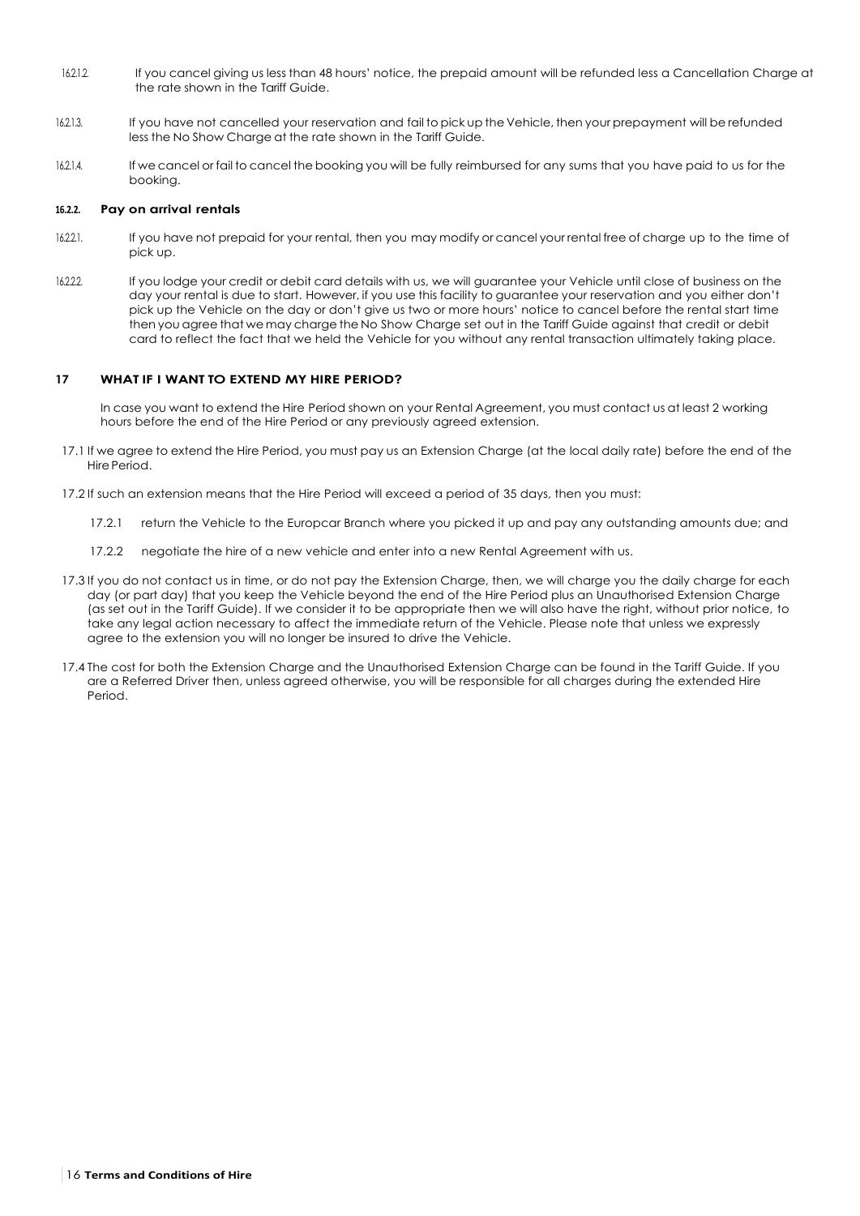16.2.1.2. If you cancel giving us less than 48 hours' notice, the prepaid amount will be refunded less a Cancellation Charge at the rate shown in the Tariff Guide.

16.2.1.3. If you have not cancelled your reservation and fail to pick up the Vehicle, then your prepayment will be refunded less the No Show Charge at the rate shown in the Tariff Guide.

16.2.1.4. If we cancel or fail to cancel the booking you will be fully reimbursed for any sums that you have paid to us for the booking.

#### 16.2.2. Pay on arrival rentals

16.2.2.1. If you have not prepaid for your rental, then you may modify or cancel your rental free of charge up to the time of pick up.

16.2.2.2. If you lodge your credit or debit card details with us, we will guarantee your Vehicle until close of business on the day your rental is due to start. However, if you use this facility to guarantee your reservation and you either don't pick up the Vehicle on the day or don't give us two or more hours' notice to cancel before the rental start time then you agree that we may charge the No Show Charge set out in the Tariff Guide against that credit or debit card to reflect the fact that we held the Vehicle for you without any rental transaction ultimately taking place.

## 17 WHAT IF I WANT TO EXTEND MY HIRE PERIOD?

In case you want to extend the Hire Period shown on your Rental Agreement, you must contact us at least 2 working hours before the end of the Hire Period or any previously agreed extension.

17.1 If we agree to extend the Hire Period, you must pay us an Extension Charge (at the local daily rate) before the end of the Hire Period.

17.2 If such an extension means that the Hire Period will exceed a period of 35 days, then you must:

17.2.1 return the Vehicle to the Europcar Branch where you picked it up and pay any outstanding amounts due; and

17.2.2 negotiate the hire of a new vehicle and enter into a new Rental Agreement with us.

17.3 If you do not contact us in time, or do not pay the Extension Charge, then, we will charge you the daily charge for each day (or part day) that you keep the Vehicle beyond the end of the Hire Period plus an Unauthorised Extension Charge (as set out in the Tariff Guide). If we consider it to be appropriate then we will also have the right, without prior notice, to take any legal action necessary to affect the immediate return of the Vehicle. Please note that unless we expressly agree to the extension you will no longer be insured to drive the Vehicle.

17.4 The cost for both the Extension Charge and the Unauthorised Extension Charge can be found in the Tariff Guide. If you are a Referred Driver then, unless agreed otherwise, you will be responsible for all charges during the extended Hire Period.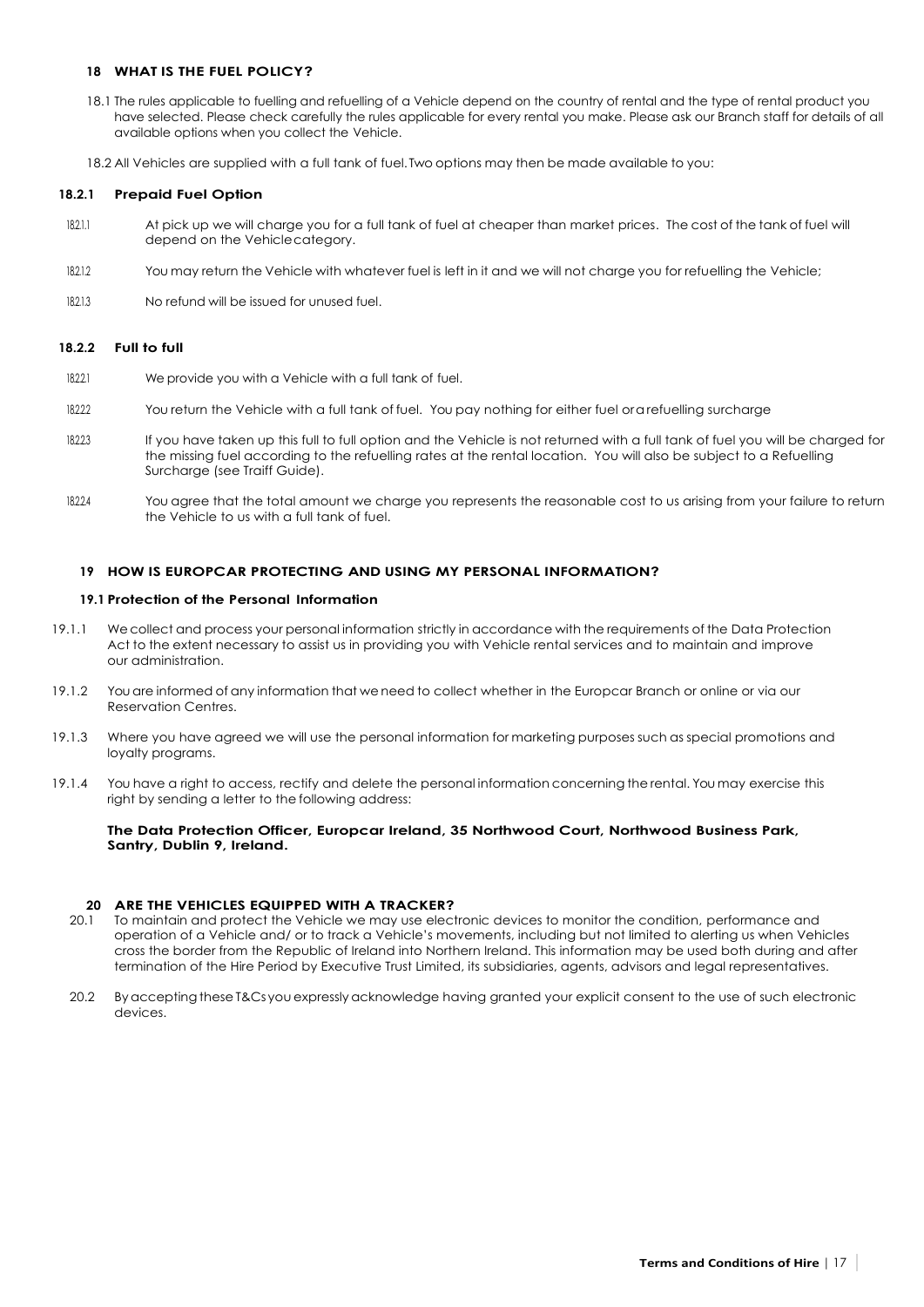## 18 WHAT IS THE FUEL POLICY?

18.1 The rules applicable to fuelling and refuelling of a Vehicle depend on the country of rental and the type of rental product you have selected. Please check carefully the rules applicable for every rental you make. Please ask our Branch staff for details of all available options when you collect the Vehicle.

18.2 All Vehicles are supplied with a full tank of fuel. Two options may then be made available to you:

### 18.2.1 Prepaid Fuel Option

18.2.1.1 At pick up we will charge you for a full tank of fuel at cheaper than market prices. The cost of the tank of fuel will depend on the Vehicle category.

18.2.1.2 You may return the Vehicle with whatever fuel is left in it and we will not charge you for refuelling the Vehicle;

18.2.1.3 No refund will be issued for unused fuel.

### 18.2.2 Full to full

18.2.2.1 We provide you with a Vehicle with a full tank of fuel.

18.2.2.2 You return the Vehicle with a full tank of fuel. You pay nothing for either fuel or a refuelling surcharge

18.2.2.3 If you have taken up this full to full option and the Vehicle is not returned with a full tank of fuel you will be charged for the missing fuel according to the refuelling rates at the rental location. You will also be subject to a Refuelling Surcharge (see Traiff Guide).

18.2.2.4 You agree that the total amount we charge you represents the reasonable cost to us arising from your failure to return the Vehicle to us with a full tank of fuel.

## 19 HOW IS EUROPCAR PROTECTING AND USING MY PERSONAL INFORMATION?

### 19.1 Protection of the Personal Information

19.1.1 We collect and process your personal information strictly in accordance with the requirements of the Data Protection Act to the extent necessary to assist us in providing you with Vehicle rental services and to maintain and improve our administration.

19.1.2 You are informed of any information that we need to collect whether in the Europcar Branch or online or via our Reservation Centres.

19.1.3 Where you have agreed we will use the personal information for marketing purposes such as special promotions and loyalty programs.

19.1.4 You have a right to access, rectify and delete the personal information concerning the rental. You may exercise this right by sending a letter to the following address:

**The Data Protection Officer, Europcar Ireland, 35 Northwood Court, Northwood Business Park, Santry, Dublin 9, Ireland.**

## 20 ARE THE VEHICLES EQUIPPED WITH A TRACKER?

20.1 To maintain and protect the Vehicle we may use electronic devices to monitor the condition, performance and operation of a Vehicle and/ or to track a Vehicle's movements, including but not limited to alerting us when Vehicles cross the border from the Republic of Ireland into Northern Ireland. This information may be used both during and after termination of the Hire Period by Executive Trust Limited, its subsidiaries, agents, advisors and legal representatives.

20.2 By accepting these T&Cs you expressly acknowledge having granted your explicit consent to the use of such electronic devices.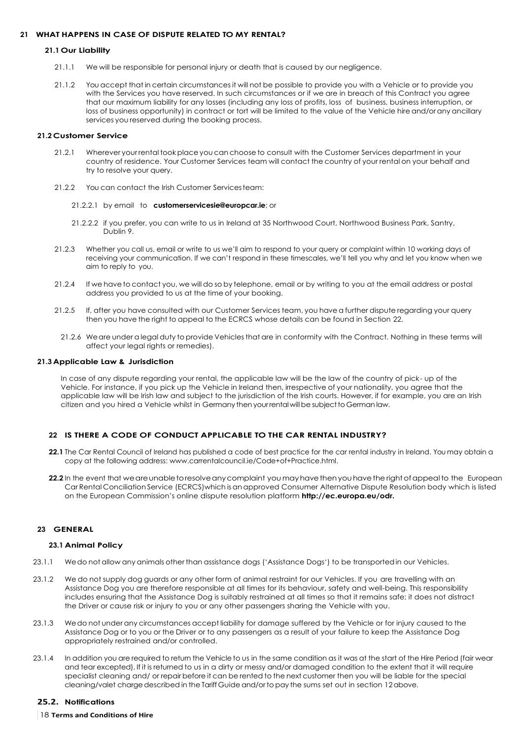## 21 WHAT HAPPENS IN CASE OF DISPUTE RELATED TO MY RENTAL?

### 21.1 Our Liability

21.1.1 We will be responsible for personal injury or death that is caused by our negligence.

21.1.2 You accept that in certain circumstances it will not be possible to provide you with a Vehicle or to provide you with the Services you have reserved. In such circumstances or if we are in breach of this Contract you agree that our maximum liability for any losses (including any loss of profits, loss of business, business interruption, or loss of business opportunity) in contract or tort will be limited to the value of the Vehicle hire and/or any ancillary services you reserved during the booking process.

### 21.2 Customer Service

21.2.1 Wherever your rental took place you can choose to consult with the Customer Services department in your country of residence. Your Customer Services team will contact the country of your rental on your behalf and try to resolve your query.

21.2.2 You can contact the Irish Customer Services team:

21.2.2.1 by email to **customerservicesie@europcar.ie**; or

21.2.2.2 if you prefer, you can write to us in Ireland at 35 Northwood Court, Northwood Business Park, Santry, Dublin 9.

21.2.3 Whether you call us, email or write to us we'll aim to respond to your query or complaint within 10 working days of receiving your communication. If we can't respond in these timescales, we'll tell you why and let you know when we aim to reply to you.

21.2.4 If we have to contact you, we will do so by telephone, email or by writing to you at the email address or postal address you provided to us at the time of your booking.

21.2.5 If, after you have consulted with our Customer Services team, you have a further dispute regarding your query then you have the right to appeal to the ECRCS whose details can be found in Section 22.

21.2.6 We are under a legal duty to provide Vehicles that are in conformity with the Contract. Nothing in these terms will affect your legal rights or remedies).

### 21.3 Applicable Law & Jurisdiction

In case of any dispute regarding your rental, the applicable law will be the law of the country of pick- up of the Vehicle. For instance, if you pick up the Vehicle in Ireland then, irrespective of your nationality, you agree that the applicable law will be Irish law and subject to the jurisdiction of the Irish courts. However, if for example, you are an Irish citizen and you hired a Vehicle whilst in Germany then your rental will be subject to German law.

## 22 IS THERE A CODE OF CONDUCT APPLICABLE TO THE CAR RENTAL INDUSTRY?

**22.1** The Car Rental Council of Ireland has published a code of best practice for the car rental industry in Ireland. You may obtain a copy at the following address: www.carrentalcouncil.ie/Code+of+Practice.html.

**22.2** In the event that we are unable to resolve any complaint you may have then you have the right of appeal to the European Car Rental Conciliation Service (ECRCS)which is an approved Consumer Alternative Dispute Resolution body which is listed on the European Commission's online dispute resolution platform **http://ec.europa.eu/odr.**

## 23 GENERAL

### 23.1 Animal Policy

23.1.1 We do not allow any animals other than assistance dogs ('Assistance Dogs') to be transported in our Vehicles.

23.1.2 We do not supply dog guards or any other form of animal restraint for our Vehicles. If you are travelling with an Assistance Dog you are therefore responsible at all times for its behaviour, safety and well-being. This responsibility includes ensuring that the Assistance Dog is suitably restrained at all times so that it remains safe; it does not distract the Driver or cause risk or injury to you or any other passengers sharing the Vehicle with you.

23.1.3 We do not under any circumstances accept liability for damage suffered by the Vehicle or for injury caused to the Assistance Dog or to you or the Driver or to any passengers as a result of your failure to keep the Assistance Dog appropriately restrained and/or controlled.

23.1.4 In addition you are required to return the Vehicle to us in the same condition as it was at the start of the Hire Period (fair wear and tear excepted). If it is returned to us in a dirty or messy and/or damaged condition to the extent that it will require specialist cleaning and/ or repair before it can be rented to the next customer then you will be liable for the special cleaning/valet charge described in the Tariff Guide and/or to pay the sums set out in section 12 above.

### 25.2. Notifications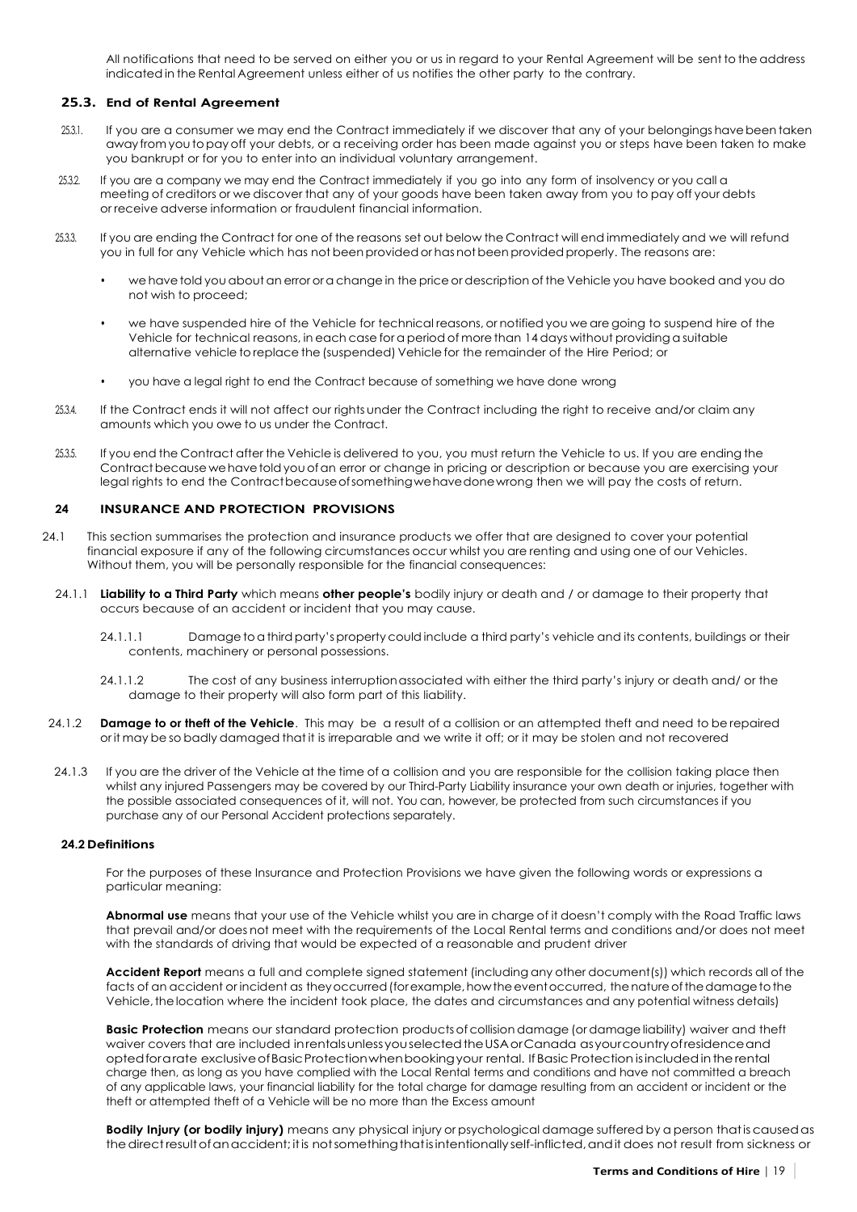All notifications that need to be served on either you or us in regard to your Rental Agreement will be sent to the address indicated in the Rental Agreement unless either of us notifies the other party to the contrary.

### 25.3. End of Rental Agreement

25.3.1. If you are a consumer we may end the Contract immediately if we discover that any of your belongings have been taken away from you to pay off your debts, or a receiving order has been made against you or steps have been taken to make you bankrupt or for you to enter into an individual voluntary arrangement.

25.3.2. If you are a company we may end the Contract immediately if you go into any form of insolvency or you call a meeting of creditors or we discover that any of your goods have been taken away from you to pay off your debts or receive adverse information or fraudulent financial information.

25.3.3. If you are ending the Contract for one of the reasons set out below the Contract will end immediately and we will refund you in full for any Vehicle which has not been provided or has not been provided properly. The reasons are:

- we have told you about an error or a change in the price or description of the Vehicle you have booked and you do not wish to proceed;
- we have suspended hire of the Vehicle for technical reasons, or notified you we are going to suspend hire of the Vehicle for technical reasons, in each case for a period of more than 14 days without providing a suitable alternative vehicle to replace the (suspended) Vehicle for the remainder of the Hire Period; or
- you have a legal right to end the Contract because of something we have done wrong

25.3.4. If the Contract ends it will not affect our rights under the Contract including the right to receive and/or claim any amounts which you owe to us under the Contract.

25.3.5. If you end the Contract after the Vehicle is delivered to you, you must return the Vehicle to us. If you are ending the Contract because we have told you of an error or change in pricing or description or because you are exercising your legal rights to end the Contract because of something we have done wrong then we will pay the costs of return.

## 24 INSURANCE AND PROTECTION PROVISIONS

24.1 This section summarises the protection and insurance products we offer that are designed to cover your potential financial exposure if any of the following circumstances occur whilst you are renting and using one of our Vehicles. Without them, you will be personally responsible for the financial consequences:

24.1.1 **Liability to a Third Party** which means **other people's** bodily injury or death and / or damage to their property that occurs because of an accident or incident that you may cause.

24.1.1.1 Damage to a third party's property could include a third party's vehicle and its contents, buildings or their contents, machinery or personal possessions.

24.1.1.2 The cost of any business interruption associated with either the third party's injury or death and/ or the damage to their property will also form part of this liability.

24.1.2 **Damage to or theft of the Vehicle**. This may be a result of a collision or an attempted theft and need to be repaired or it may be so badly damaged that it is irreparable and we write it off; or it may be stolen and not recovered

24.1.3 If you are the driver of the Vehicle at the time of a collision and you are responsible for the collision taking place then whilst any injured Passengers may be covered by our Third-Party Liability insurance your own death or injuries, together with the possible associated consequences of it, will not. You can, however, be protected from such circumstances if you purchase any of our Personal Accident protections separately.

### 24.2 Definitions

For the purposes of these Insurance and Protection Provisions we have given the following words or expressions a particular meaning:

**Abnormal use** means that your use of the Vehicle whilst you are in charge of it doesn't comply with the Road Traffic laws that prevail and/or does not meet with the requirements of the Local Rental terms and conditions and/or does not meet with the standards of driving that would be expected of a reasonable and prudent driver

**Accident Report** means a full and complete signed statement (including any other document(s)) which records all of the facts of an accident or incident as they occurred (for example, how the event occurred, the nature of the damage to the Vehicle, the location where the incident took place, the dates and circumstances and any potential witness details)

**Basic Protection** means our standard protection products of collision damage (or damage liability) waiver and theft waiver covers that are included in rentals unless you selected the USA or Canada as your country of residence and opted for a rate exclusive of Basic Protection when booking your rental. If Basic Protection is included in the rental charge then, as long as you have complied with the Local Rental terms and conditions and have not committed a breach of any applicable laws, your financial liability for the total charge for damage resulting from an accident or incident or the theft or attempted theft of a Vehicle will be no more than the Excess amount

**Bodily Injury (or bodily injury)** means any physical injury or psychological damage suffered by a person that is caused as the direct result of an accident; it is not something that is intentionally self-inflicted, and it does not result from sickness or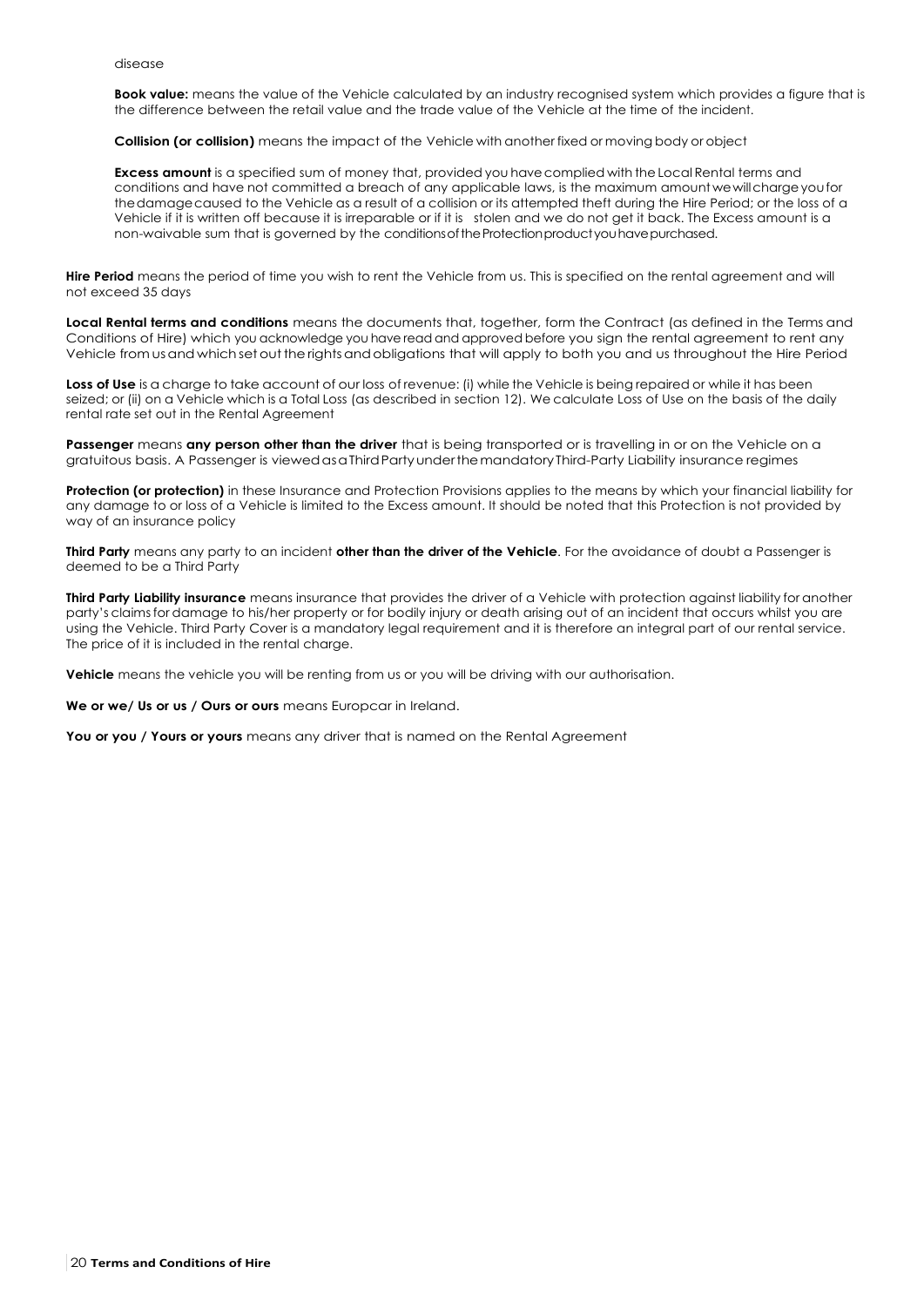disease

**Book value:** means the value of the Vehicle calculated by an industry recognised system which provides a figure that is the difference between the retail value and the trade value of the Vehicle at the time of the incident.

**Collision (or collision)** means the impact of the Vehicle with another fixed or moving body or object

**Excess amount** is a specified sum of money that, provided you have complied with the Local Rental terms and conditions and have not committed a breach of any applicable laws, is the maximum amount we will charge you for the damage caused to the Vehicle as a result of a collision or its attempted theft during the Hire Period; or the loss of a Vehicle if it is written off because it is irreparable or if it is stolen and we do not get it back. The Excess amount is a non-waivable sum that is governed by the conditions of the Protection product you have purchased.

**Hire Period** means the period of time you wish to rent the Vehicle from us. This is specified on the rental agreement and will not exceed 35 days

**Local Rental terms and conditions** means the documents that, together, form the Contract (as defined in the Terms and Conditions of Hire) which you acknowledge you have read and approved before you sign the rental agreement to rent any Vehicle from us and which set out the rights and obligations that will apply to both you and us throughout the Hire Period

**Loss of Use** is a charge to take account of our loss of revenue: (i) while the Vehicle is being repaired or while it has been seized; or (ii) on a Vehicle which is a Total Loss (as described in section 12). We calculate Loss of Use on the basis of the daily rental rate set out in the Rental Agreement

**Passenger** means **any person other than the driver** that is being transported or is travelling in or on the Vehicle on a gratuitous basis. A Passenger is viewed as a Third Party under the mandatory Third-Party Liability insurance regimes

**Protection (or protection)** in these Insurance and Protection Provisions applies to the means by which your financial liability for any damage to or loss of a Vehicle is limited to the Excess amount. It should be noted that this Protection is not provided by way of an insurance policy

**Third Party** means any party to an incident **other than the driver of the Vehicle**. For the avoidance of doubt a Passenger is deemed to be a Third Party

**Third Party Liability insurance** means insurance that provides the driver of a Vehicle with protection against liability for another party's claims for damage to his/her property or for bodily injury or death arising out of an incident that occurs whilst you are using the Vehicle. Third Party Cover is a mandatory legal requirement and it is therefore an integral part of our rental service. The price of it is included in the rental charge.

**Vehicle** means the vehicle you will be renting from us or you will be driving with our authorisation.

**We or we/ Us or us / Ours or ours** means Europcar in Ireland.

**You or you / Yours or yours** means any driver that is named on the Rental Agreement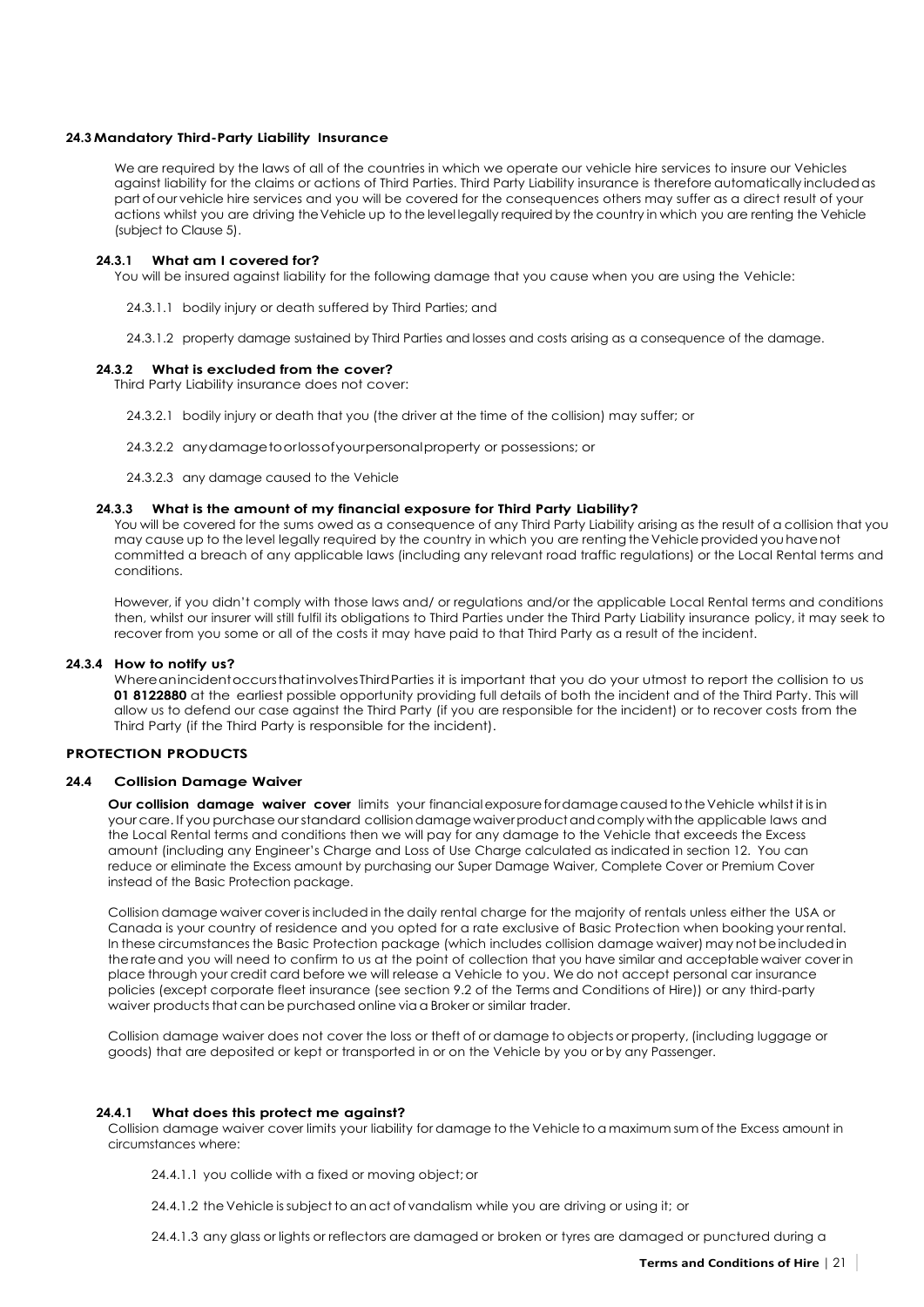**24.3 Mandatory Third-Party Liability Insurance**

We are required by the laws of all of the countries in which we operate our vehicle hire services to insure our Vehicles against liability for the claims or actions of Third Parties. Third Party Liability insurance is therefore automatically included as part of our vehicle hire services and you will be covered for the consequences others may suffer as a direct result of your actions whilst you are driving the Vehicle up to the level legally required by the country in which you are renting the Vehicle (subject to Clause 5).

**24.3.1 What am I covered for?**

You will be insured against liability for the following damage that you cause when you are using the Vehicle:

24.3.1.1 bodily injury or death suffered by Third Parties; and

24.3.1.2 property damage sustained by Third Parties and losses and costs arising as a consequence of the damage.

**24.3.2 What is excluded from the cover?**

Third Party Liability insurance does not cover:

24.3.2.1 bodily injury or death that you (the driver at the time of the collision) may suffer; or

24.3.2.2 any damage to or loss of your personal property or possessions; or

24.3.2.3 any damage caused to the Vehicle

**24.3.3 What is the amount of my financial exposure for Third Party Liability?**

You will be covered for the sums owed as a consequence of any Third Party Liability arising as the result of a collision that you may cause up to the level legally required by the country in which you are renting the Vehicle provided you have not committed a breach of any applicable laws (including any relevant road traffic regulations) or the Local Rental terms and conditions.

However, if you didn't comply with those laws and/ or regulations and/or the applicable Local Rental terms and conditions then, whilst our insurer will still fulfil its obligations to Third Parties under the Third Party Liability insurance policy, it may seek to recover from you some or all of the costs it may have paid to that Third Party as a result of the incident.

**24.3.4 How to notify us?**

Where an incident occurs that involves Third Parties it is important that you do your utmost to report the collision to us **01 8122880** at the earliest possible opportunity providing full details of both the incident and of the Third Party. This will allow us to defend our case against the Third Party (if you are responsible for the incident) or to recover costs from the Third Party (if the Third Party is responsible for the incident).

**PROTECTION PRODUCTS**

**24.4 Collision Damage Waiver**

**Our collision damage waiver cover** limits your financial exposure for damage caused to the Vehicle whilst it is in your care. If you purchase our standard collision damage waiver product and comply with the applicable laws and the Local Rental terms and conditions then we will pay for any damage to the Vehicle that exceeds the Excess amount (including any Engineer's Charge and Loss of Use Charge calculated as indicated in section 12. You can reduce or eliminate the Excess amount by purchasing our Super Damage Waiver, Complete Cover or Premium Cover instead of the Basic Protection package.

Collision damage waiver cover is included in the daily rental charge for the majority of rentals unless either the USA or Canada is your country of residence and you opted for a rate exclusive of Basic Protection when booking your rental. In these circumstances the Basic Protection package (which includes collision damage waiver) may not be included in the rate and you will need to confirm to us at the point of collection that you have similar and acceptable waiver cover in place through your credit card before we will release a Vehicle to you. We do not accept personal car insurance policies (except corporate fleet insurance (see section 9.2 of the Terms and Conditions of Hire)) or any third-party waiver products that can be purchased online via a Broker or similar trader.

Collision damage waiver does not cover the loss or theft of or damage to objects or property, (including luggage or goods) that are deposited or kept or transported in or on the Vehicle by you or by any Passenger.

**24.4.1 What does this protect me against?**

Collision damage waiver cover limits your liability for damage to the Vehicle to a maximum sum of the Excess amount in circumstances where:

24.4.1.1 you collide with a fixed or moving object; or

24.4.1.2 the Vehicle is subject to an act of vandalism while you are driving or using it; or

24.4.1.3 any glass or lights or reflectors are damaged or broken or tyres are damaged or punctured during a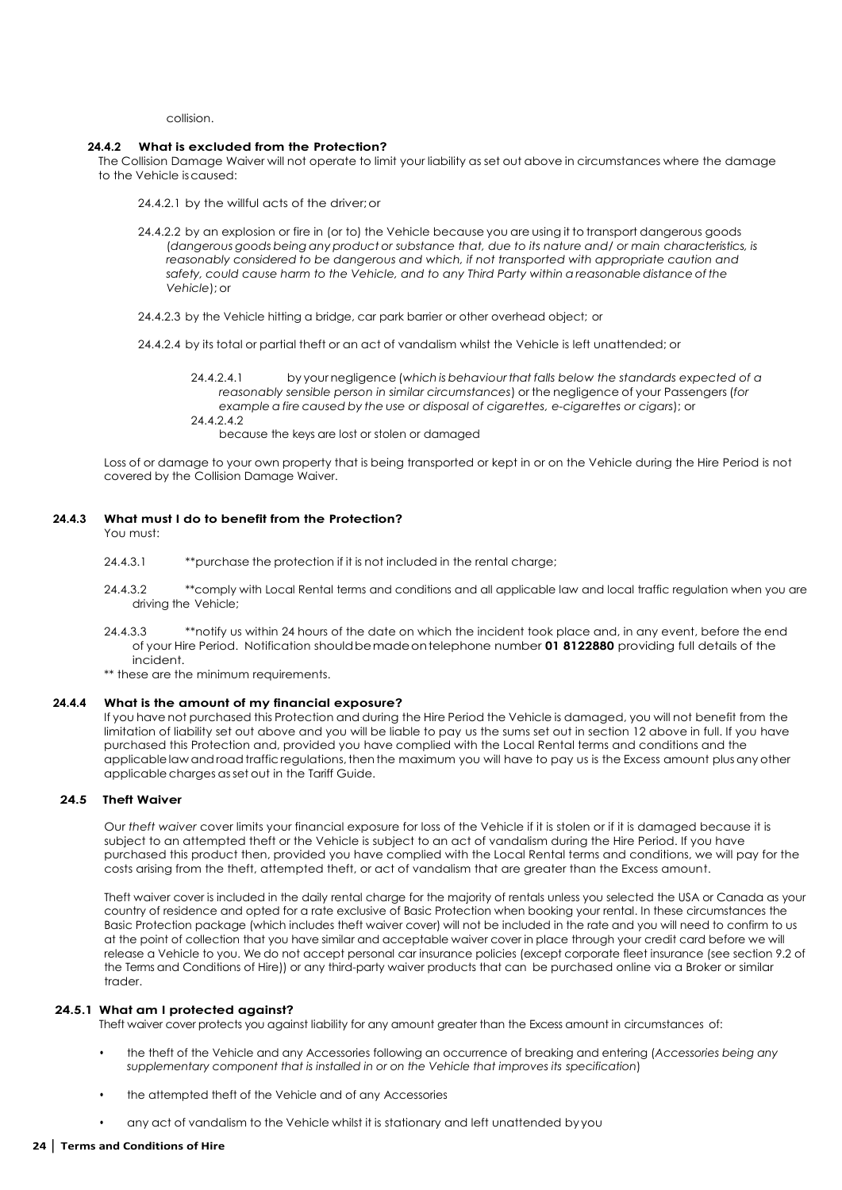collision.

### 24.4.2 What is excluded from the Protection?

The Collision Damage Waiver will not operate to limit your liability as set out above in circumstances where the damage to the Vehicle is caused:

24.4.2.1 by the willful acts of the driver; or

24.4.2.2 by an explosion or fire in (or to) the Vehicle because you are using it to transport dangerous goods (*dangerous goods being any product or substance that, due to its nature and/ or main characteristics, is reasonably considered to be dangerous and which, if not transported with appropriate caution and safety, could cause harm to the Vehicle, and to any Third Party within a reasonable distance of the Vehicle*); or

24.4.2.3 by the Vehicle hitting a bridge, car park barrier or other overhead object; or

24.4.2.4 by its total or partial theft or an act of vandalism whilst the Vehicle is left unattended; or

24.4.2.4.1 by your negligence (*which is behaviour that falls below the standards expected of a reasonably sensible person in similar circumstances*) or the negligence of your Passengers (*for example a fire caused by the use or disposal of cigarettes, e-cigarettes or cigars*); or

24.4.2.4.2 because the keys are lost or stolen or damaged

Loss of or damage to your own property that is being transported or kept in or on the Vehicle during the Hire Period is not covered by the Collision Damage Waiver.

### 24.4.3 What must I do to benefit from the Protection?

You must:

24.4.3.1 **purchase the protection if it is not included in the rental charge;

24.4.3.2 **comply with Local Rental terms and conditions and all applicable law and local traffic regulation when you are driving the Vehicle;

24.4.3.3 **notify us within 24 hours of the date on which the incident took place and, in any event, before the end of your Hire Period. Notification should be made on telephone number **01 8122880** providing full details of the incident.

** these are the minimum requirements.

### 24.4.4 What is the amount of my financial exposure?

If you have not purchased this Protection and during the Hire Period the Vehicle is damaged, you will not benefit from the limitation of liability set out above and you will be liable to pay us the sums set out in section 12 above in full. If you have purchased this Protection and, provided you have complied with the Local Rental terms and conditions and the applicable law and road traffic regulations, then the maximum you will have to pay us is the Excess amount plus any other applicable charges as set out in the Tariff Guide.

## 24.5 Theft Waiver

Our *theft waiver* cover limits your financial exposure for loss of the Vehicle if it is stolen or if it is damaged because it is subject to an attempted theft or the Vehicle is subject to an act of vandalism during the Hire Period. If you have purchased this product then, provided you have complied with the Local Rental terms and conditions, we will pay for the costs arising from the theft, attempted theft, or act of vandalism that are greater than the Excess amount.

Theft waiver cover is included in the daily rental charge for the majority of rentals unless you selected the USA or Canada as your country of residence and opted for a rate exclusive of Basic Protection when booking your rental. In these circumstances the Basic Protection package (which includes theft waiver cover) will not be included in the rate and you will need to confirm to us at the point of collection that you have similar and acceptable waiver cover in place through your credit card before we will release a Vehicle to you. We do not accept personal car insurance policies (except corporate fleet insurance (see section 9.2 of the Terms and Conditions of Hire)) or any third-party waiver products that can be purchased online via a Broker or similar trader.

### 24.5.1 What am I protected against?

Theft waiver cover protects you against liability for any amount greater than the Excess amount in circumstances of:

- the theft of the Vehicle and any Accessories following an occurrence of breaking and entering (*Accessories being any supplementary component that is installed in or on the Vehicle that improves its specification*)
- the attempted theft of the Vehicle and of any Accessories
- any act of vandalism to the Vehicle whilst it is stationary and left unattended by you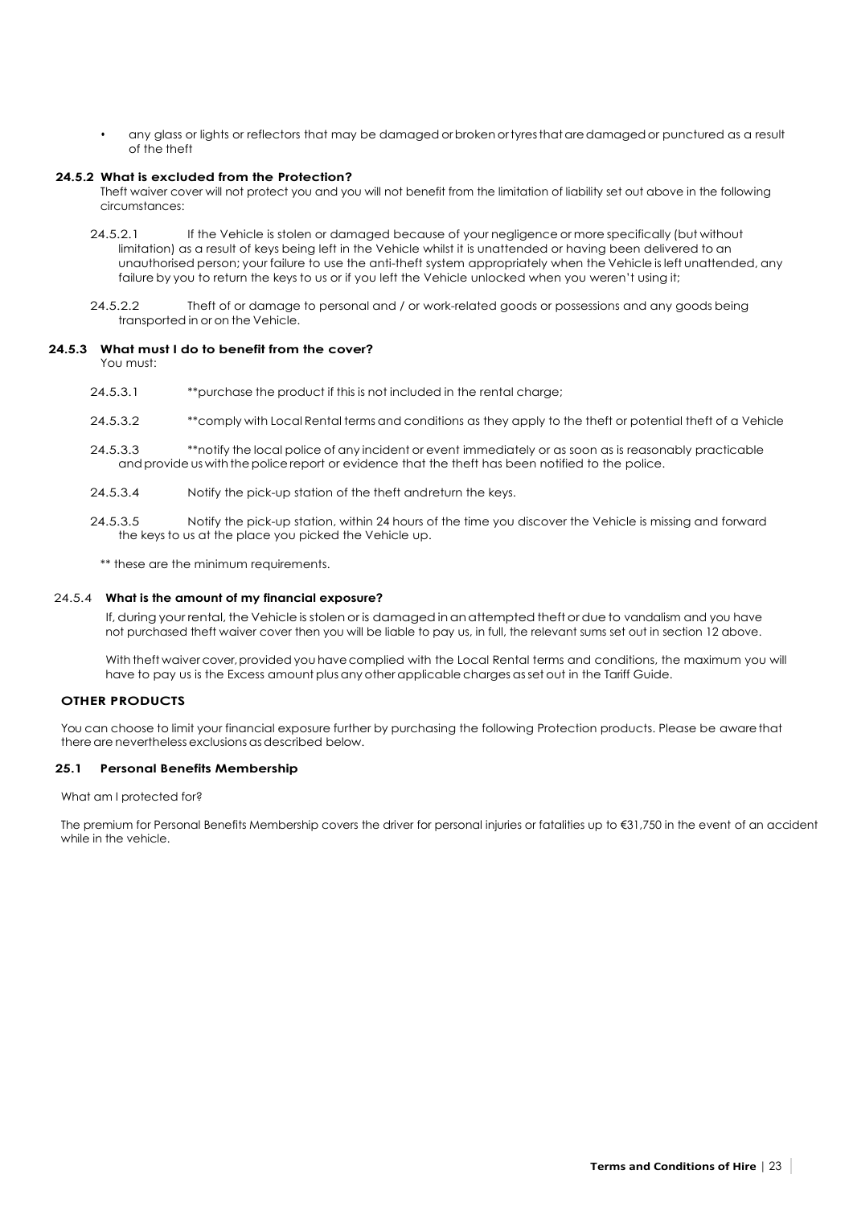- any glass or lights or reflectors that may be damaged or broken or tyres that are damaged or punctured as a result of the theft

### 24.5.2 What is excluded from the Protection?

Theft waiver cover will not protect you and you will not benefit from the limitation of liability set out above in the following circumstances:

24.5.2.1 If the Vehicle is stolen or damaged because of your negligence or more specifically (but without limitation) as a result of keys being left in the Vehicle whilst it is unattended or having been delivered to an unauthorised person; your failure to use the anti-theft system appropriately when the Vehicle is left unattended, any failure by you to return the keys to us or if you left the Vehicle unlocked when you weren't using it;

24.5.2.2 Theft of or damage to personal and / or work-related goods or possessions and any goods being transported in or on the Vehicle.

### 24.5.3 What must I do to benefit from the cover?

You must:

24.5.3.1 **purchase the product if this is not included in the rental charge;

24.5.3.2 **comply with Local Rental terms and conditions as they apply to the theft or potential theft of a Vehicle

24.5.3.3 **notify the local police of any incident or event immediately or as soon as is reasonably practicable and provide us with the police report or evidence that the theft has been notified to the police.

24.5.3.4 Notify the pick-up station of the theft andreturn the keys.

24.5.3.5 Notify the pick-up station, within 24 hours of the time you discover the Vehicle is missing and forward the keys to us at the place you picked the Vehicle up.

** these are the minimum requirements.

### 24.5.4 What is the amount of my financial exposure?

If, during your rental, the Vehicle is stolen or is damaged in an attempted theft or due to vandalism and you have not purchased theft waiver cover then you will be liable to pay us, in full, the relevant sums set out in section 12 above.

With theft waiver cover, provided you have complied with the Local Rental terms and conditions, the maximum you will have to pay us is the Excess amount plus any other applicable charges as set out in the Tariff Guide.

## OTHER PRODUCTS

You can choose to limit your financial exposure further by purchasing the following Protection products. Please be aware that there are nevertheless exclusions as described below.

### 25.1 Personal Benefits Membership

What am I protected for?

The premium for Personal Benefits Membership covers the driver for personal injuries or fatalities up to €31,750 in the event of an accident while in the vehicle.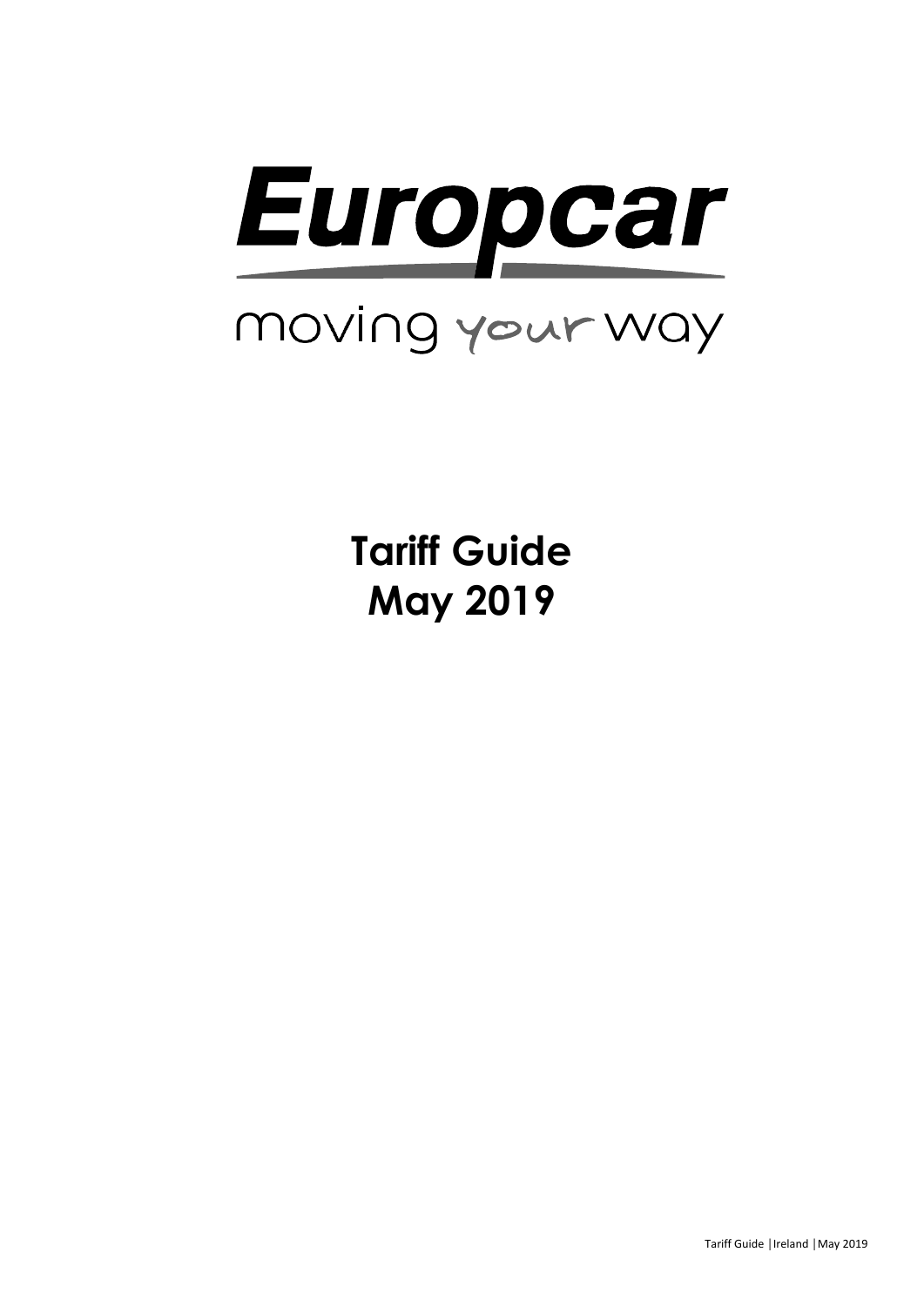# Europcar

moving your way

**Tariff Guide**
**May 2019**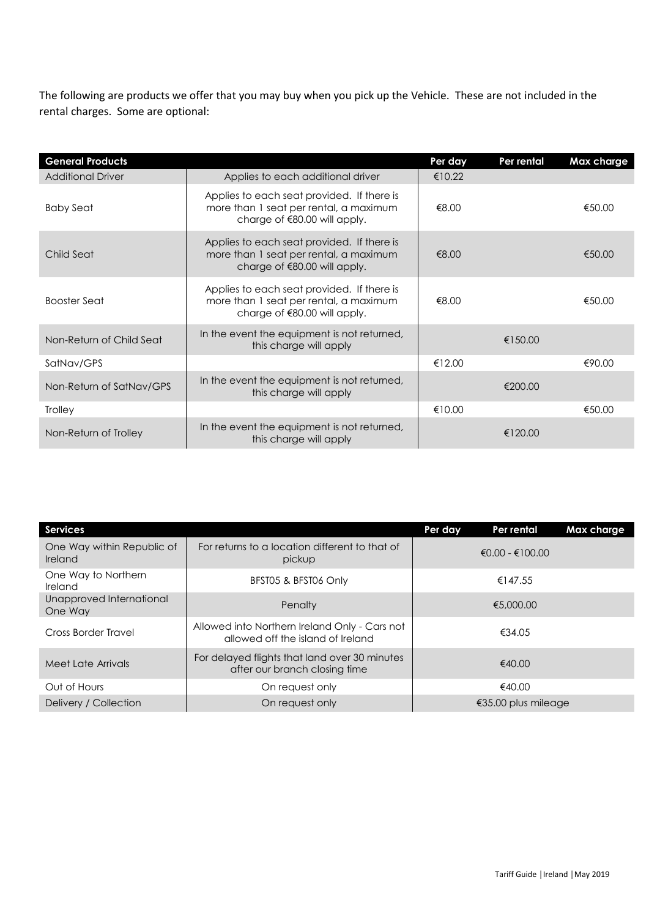The following are products we offer that you may buy when you pick up the Vehicle. These are not included in the rental charges. Some are optional:

| General Products | | Per day | Per rental | Max charge |
| --- | --- | --- | --- | --- |
| Additional Driver | Applies to each additional driver | €10.22 | | |
| Baby Seat | Applies to each seat provided. If there is more than 1 seat per rental, a maximum charge of €80.00 will apply. | €8.00 | | €50.00 |
| Child Seat | Applies to each seat provided. If there is more than 1 seat per rental, a maximum charge of €80.00 will apply. | €8.00 | | €50.00 |
| Booster Seat | Applies to each seat provided. If there is more than 1 seat per rental, a maximum charge of €80.00 will apply. | €8.00 | | €50.00 |
| Non-Return of Child Seat | In the event the equipment is not returned, this charge will apply | | €150.00 | |
| SatNav/GPS | | €12.00 | | €90.00 |
| Non-Return of SatNav/GPS | In the event the equipment is not returned, this charge will apply | | €200.00 | |
| Trolley | | €10.00 | | €50.00 |
| Non-Return of Trolley | In the event the equipment is not returned, this charge will apply | | €120.00 | |

| Services | | Per day | Per rental | Max charge |
| --- | --- | --- | --- | --- |
| One Way within Republic of Ireland | For returns to a location different to that of pickup | | €0.00 - €100.00 | |
| One Way to Northern Ireland | BFST05 & BFST06 Only | | €147.55 | |
| Unapproved International One Way | Penalty | | €5,000.00 | |
| Cross Border Travel | Allowed into Northern Ireland Only - Cars not allowed off the island of Ireland | | €34.05 | |
| Meet Late Arrivals | For delayed flights that land over 30 minutes after our branch closing time | | €40.00 | |
| Out of Hours | On request only | | €40.00 | |
| Delivery / Collection | On request only | | €35.00 plus mileage | |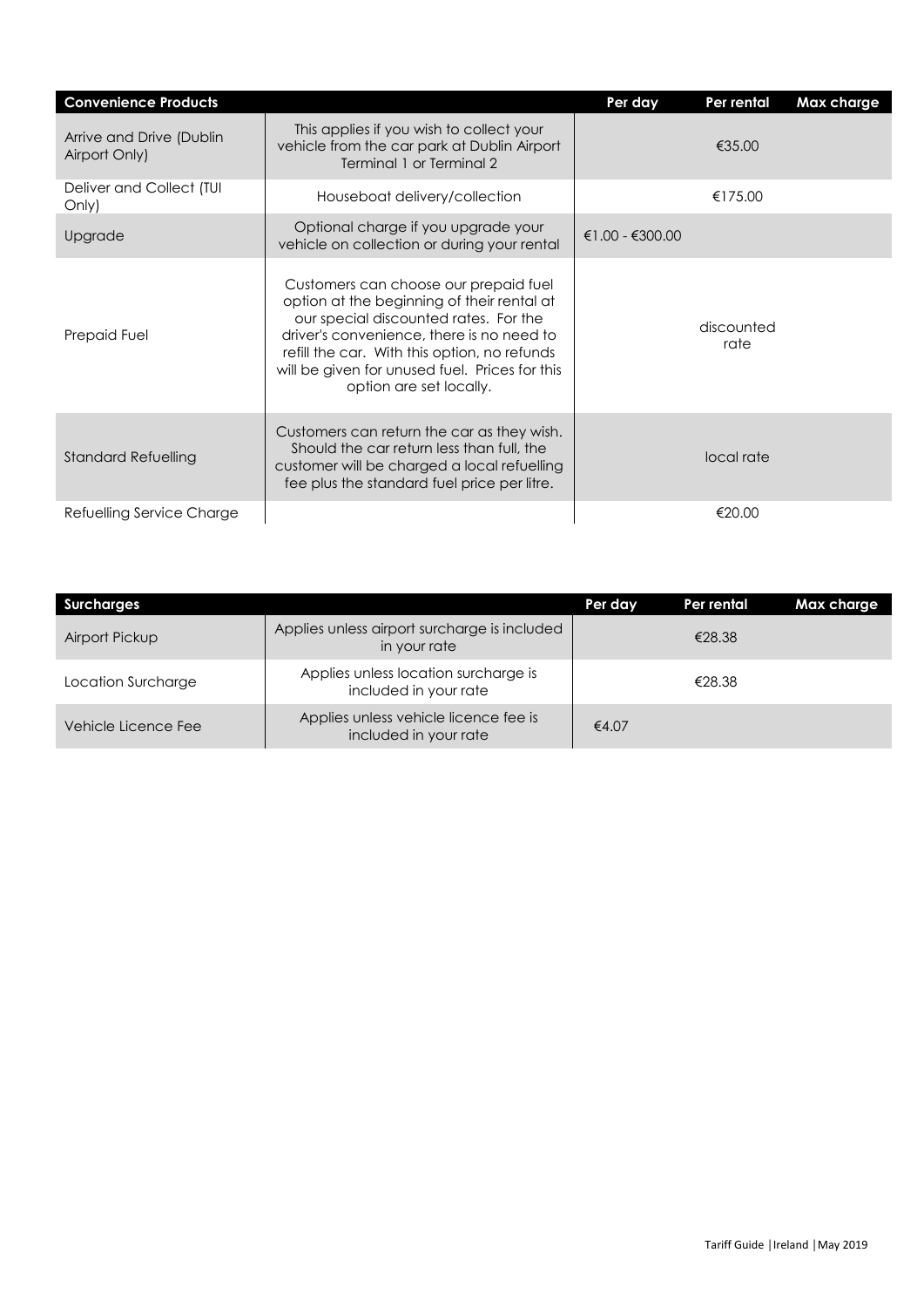| Convenience Products | | Per day | Per rental | Max charge |
|---|---|---|---|---|
| Arrive and Drive (Dublin Airport Only) | This applies if you wish to collect your vehicle from the car park at Dublin Airport Terminal 1 or Terminal 2 | | €35.00 | |
| Deliver and Collect (TUI Only) | Houseboat delivery/collection | | €175.00 | |
| Upgrade | Optional charge if you upgrade your vehicle on collection or during your rental | €1.00 - €300.00 | | |
| Prepaid Fuel | Customers can choose our prepaid fuel option at the beginning of their rental at our special discounted rates. For the driver's convenience, there is no need to refill the car. With this option, no refunds will be given for unused fuel. Prices for this option are set locally. | | discounted rate | |
| Standard Refuelling | Customers can return the car as they wish. Should the car return less than full, the customer will be charged a local refuelling fee plus the standard fuel price per litre. | | local rate | |
| Refuelling Service Charge | | | €20.00 | |

| Surcharges | | Per day | Per rental | Max charge |
|---|---|---|---|---|
| Airport Pickup | Applies unless airport surcharge is included in your rate | | €28.38 | |
| Location Surcharge | Applies unless location surcharge is included in your rate | | €28.38 | |
| Vehicle Licence Fee | Applies unless vehicle licence fee is included in your rate | €4.07 | | |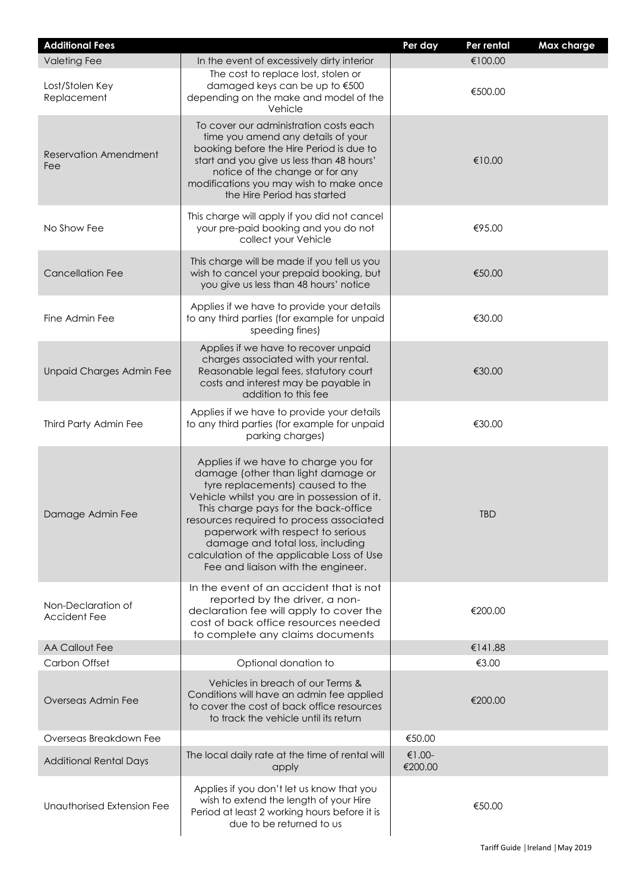| Additional Fees | | Per day | Per rental | Max charge |
|---|---|---|---|---|
| Valeting Fee | In the event of excessively dirty interior | | €100.00 | |
| Lost/Stolen Key Replacement | The cost to replace lost, stolen or damaged keys can be up to €500 depending on the make and model of the Vehicle | | €500.00 | |
| Reservation Amendment Fee | To cover our administration costs each time you amend any details of your booking before the Hire Period is due to start and you give us less than 48 hours' notice of the change or for any modifications you may wish to make once the Hire Period has started | | €10.00 | |
| No Show Fee | This charge will apply if you did not cancel your pre-paid booking and you do not collect your Vehicle | | €95.00 | |
| Cancellation Fee | This charge will be made if you tell us you wish to cancel your prepaid booking, but you give us less than 48 hours' notice | | €50.00 | |
| Fine Admin Fee | Applies if we have to provide your details to any third parties (for example for unpaid speeding fines) | | €30.00 | |
| Unpaid Charges Admin Fee | Applies if we have to recover unpaid charges associated with your rental. Reasonable legal fees, statutory court costs and interest may be payable in addition to this fee | | €30.00 | |
| Third Party Admin Fee | Applies if we have to provide your details to any third parties (for example for unpaid parking charges) | | €30.00 | |
| Damage Admin Fee | Applies if we have to charge you for damage (other than light damage or tyre replacements) caused to the Vehicle whilst you are in possession of it. This charge pays for the back-office resources required to process associated paperwork with respect to serious damage and total loss, including calculation of the applicable Loss of Use Fee and liaison with the engineer. | | TBD | |
| Non-Declaration of Accident Fee | In the event of an accident that is not reported by the driver, a non-declaration fee will apply to cover the cost of back office resources needed to complete any claims documents | | €200.00 | |
| AA Callout Fee | | | €141.88 | |
| Carbon Offset | Optional donation to | | €3.00 | |
| Overseas Admin Fee | Vehicles in breach of our Terms & Conditions will have an admin fee applied to cover the cost of back office resources to track the vehicle until its return | | €200.00 | |
| Overseas Breakdown Fee | | €50.00 | | |
| Additional Rental Days | The local daily rate at the time of rental will apply | €1.00-€200.00 | | |
| Unauthorised Extension Fee | Applies if you don't let us know that you wish to extend the length of your Hire Period at least 2 working hours before it is due to be returned to us | | €50.00 | |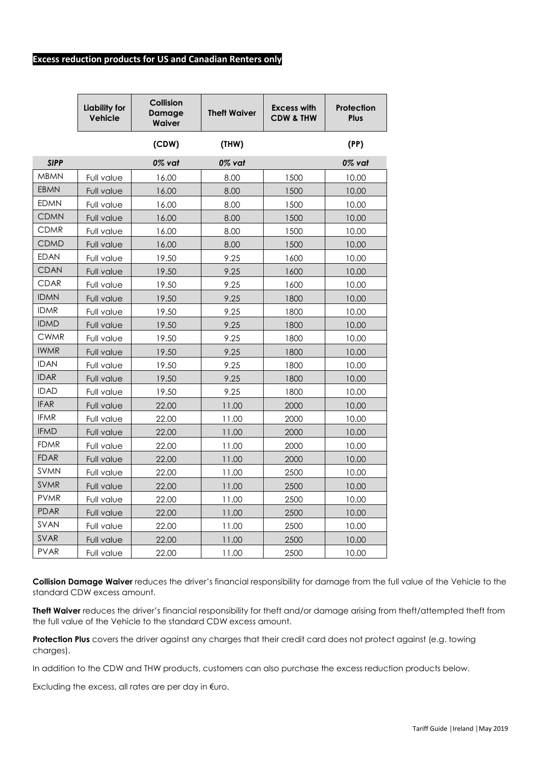**Excess reduction products for US and Canadian Renters only**

| | Liability for Vehicle | Collision Damage Waiver | Theft Waiver | Excess with CDW & THW | Protection Plus |
|---|---|---|---|---|---|
| | | (CDW) | (THW) | | (PP) |
| *SIPP* | | *0% vat* | *0% vat* | | *0% vat* |
| MBMN | Full value | 16.00 | 8.00 | 1500 | 10.00 |
| EBMN | Full value | 16.00 | 8.00 | 1500 | 10.00 |
| EDMN | Full value | 16.00 | 8.00 | 1500 | 10.00 |
| CDMN | Full value | 16.00 | 8.00 | 1500 | 10.00 |
| CDMR | Full value | 16.00 | 8.00 | 1500 | 10.00 |
| CDMD | Full value | 16.00 | 8.00 | 1500 | 10.00 |
| EDAN | Full value | 19.50 | 9.25 | 1600 | 10.00 |
| CDAN | Full value | 19.50 | 9.25 | 1600 | 10.00 |
| CDAR | Full value | 19.50 | 9.25 | 1600 | 10.00 |
| IDMN | Full value | 19.50 | 9.25 | 1800 | 10.00 |
| IDMR | Full value | 19.50 | 9.25 | 1800 | 10.00 |
| IDMD | Full value | 19.50 | 9.25 | 1800 | 10.00 |
| CWMR | Full value | 19.50 | 9.25 | 1800 | 10.00 |
| IWMR | Full value | 19.50 | 9.25 | 1800 | 10.00 |
| IDAN | Full value | 19.50 | 9.25 | 1800 | 10.00 |
| IDAR | Full value | 19.50 | 9.25 | 1800 | 10.00 |
| IDAD | Full value | 19.50 | 9.25 | 1800 | 10.00 |
| IFAR | Full value | 22.00 | 11.00 | 2000 | 10.00 |
| IFMR | Full value | 22.00 | 11.00 | 2000 | 10.00 |
| IFMD | Full value | 22.00 | 11.00 | 2000 | 10.00 |
| FDMR | Full value | 22.00 | 11.00 | 2000 | 10.00 |
| FDAR | Full value | 22.00 | 11.00 | 2000 | 10.00 |
| SVMN | Full value | 22.00 | 11.00 | 2500 | 10.00 |
| SVMR | Full value | 22.00 | 11.00 | 2500 | 10.00 |
| PVMR | Full value | 22.00 | 11.00 | 2500 | 10.00 |
| PDAR | Full value | 22.00 | 11.00 | 2500 | 10.00 |
| SVAN | Full value | 22.00 | 11.00 | 2500 | 10.00 |
| SVAR | Full value | 22.00 | 11.00 | 2500 | 10.00 |
| PVAR | Full value | 22.00 | 11.00 | 2500 | 10.00 |

**Collision Damage Waiver** reduces the driver's financial responsibility for damage from the full value of the Vehicle to the standard CDW excess amount.

**Theft Waiver** reduces the driver's financial responsibility for theft and/or damage arising from theft/attempted theft from the full value of the Vehicle to the standard CDW excess amount.

**Protection Plus** covers the driver against any charges that their credit card does not protect against (e.g. towing charges).

In addition to the CDW and THW products, customers can also purchase the excess reduction products below.

Excluding the excess, all rates are per day in €uro.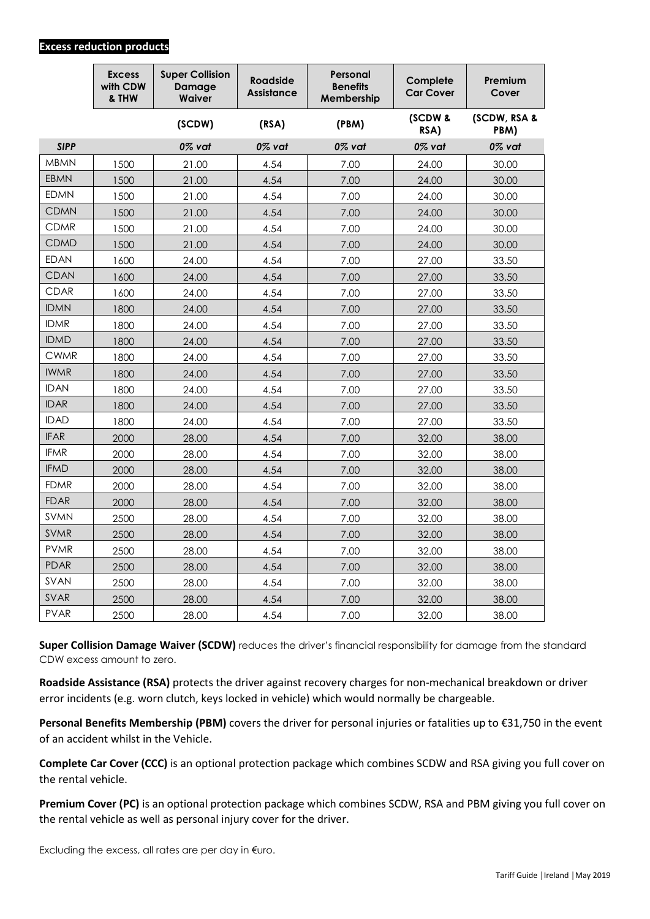**Excess reduction products**

| | Excess with CDW & THW | Super Collision Damage Waiver | Roadside Assistance | Personal Benefits Membership | Complete Car Cover | Premium Cover |
|---|---|---|---|---|---|---|
| | | (SCDW) | (RSA) | (PBM) | (SCDW & RSA) | (SCDW, RSA & PBM) |
| ***SIPP*** | | *0% vat* | *0% vat* | *0% vat* | *0% vat* | *0% vat* |
| MBMN | 1500 | 21.00 | 4.54 | 7.00 | 24.00 | 30.00 |
| EBMN | 1500 | 21.00 | 4.54 | 7.00 | 24.00 | 30.00 |
| EDMN | 1500 | 21.00 | 4.54 | 7.00 | 24.00 | 30.00 |
| CDMN | 1500 | 21.00 | 4.54 | 7.00 | 24.00 | 30.00 |
| CDMR | 1500 | 21.00 | 4.54 | 7.00 | 24.00 | 30.00 |
| CDMD | 1500 | 21.00 | 4.54 | 7.00 | 24.00 | 30.00 |
| EDAN | 1600 | 24.00 | 4.54 | 7.00 | 27.00 | 33.50 |
| CDAN | 1600 | 24.00 | 4.54 | 7.00 | 27.00 | 33.50 |
| CDAR | 1600 | 24.00 | 4.54 | 7.00 | 27.00 | 33.50 |
| IDMN | 1800 | 24.00 | 4.54 | 7.00 | 27.00 | 33.50 |
| IDMR | 1800 | 24.00 | 4.54 | 7.00 | 27.00 | 33.50 |
| IDMD | 1800 | 24.00 | 4.54 | 7.00 | 27.00 | 33.50 |
| CWMR | 1800 | 24.00 | 4.54 | 7.00 | 27.00 | 33.50 |
| IWMR | 1800 | 24.00 | 4.54 | 7.00 | 27.00 | 33.50 |
| IDAN | 1800 | 24.00 | 4.54 | 7.00 | 27.00 | 33.50 |
| IDAR | 1800 | 24.00 | 4.54 | 7.00 | 27.00 | 33.50 |
| IDAD | 1800 | 24.00 | 4.54 | 7.00 | 27.00 | 33.50 |
| IFAR | 2000 | 28.00 | 4.54 | 7.00 | 32.00 | 38.00 |
| IFMR | 2000 | 28.00 | 4.54 | 7.00 | 32.00 | 38.00 |
| IFMD | 2000 | 28.00 | 4.54 | 7.00 | 32.00 | 38.00 |
| FDMR | 2000 | 28.00 | 4.54 | 7.00 | 32.00 | 38.00 |
| FDAR | 2000 | 28.00 | 4.54 | 7.00 | 32.00 | 38.00 |
| SVMN | 2500 | 28.00 | 4.54 | 7.00 | 32.00 | 38.00 |
| SVMR | 2500 | 28.00 | 4.54 | 7.00 | 32.00 | 38.00 |
| PVMR | 2500 | 28.00 | 4.54 | 7.00 | 32.00 | 38.00 |
| PDAR | 2500 | 28.00 | 4.54 | 7.00 | 32.00 | 38.00 |
| SVAN | 2500 | 28.00 | 4.54 | 7.00 | 32.00 | 38.00 |
| SVAR | 2500 | 28.00 | 4.54 | 7.00 | 32.00 | 38.00 |
| PVAR | 2500 | 28.00 | 4.54 | 7.00 | 32.00 | 38.00 |

**Super Collision Damage Waiver (SCDW)** reduces the driver's financial responsibility for damage from the standard CDW excess amount to zero.

**Roadside Assistance (RSA)** protects the driver against recovery charges for non-mechanical breakdown or driver error incidents (e.g. worn clutch, keys locked in vehicle) which would normally be chargeable.

**Personal Benefits Membership (PBM)** covers the driver for personal injuries or fatalities up to €31,750 in the event of an accident whilst in the Vehicle.

**Complete Car Cover (CCC)** is an optional protection package which combines SCDW and RSA giving you full cover on the rental vehicle.

**Premium Cover (PC)** is an optional protection package which combines SCDW, RSA and PBM giving you full cover on the rental vehicle as well as personal injury cover for the driver.

Excluding the excess, all rates are per day in €uro.